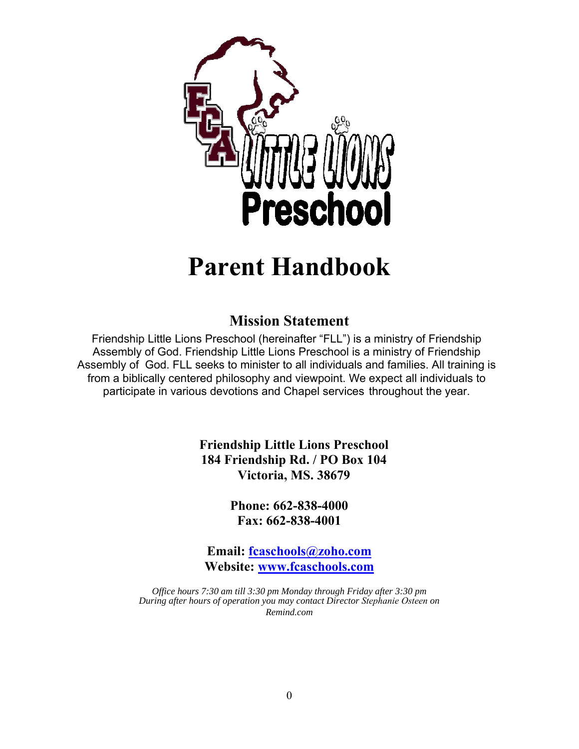# Parent Handbook

## Mission Statement

Friendship Little Lions Preschool (hereinafter "FLL") is a ministry of Friendship Assembly of God. Friendship Little Lions Preschool is a ministry of Friendship Assembly of God. FLL seeks to minister to all individuals and families. All training is from a biblically centered philosophy and viewpoint. We expect all individuals to participate in various devotions and Chapel services throughout the year.

**Friendship Little Lions Preschool**
**184 Friendship Rd. / PO Box 104**
**Victoria, MS. 38679**

**Phone: 662-838-4000**
**Fax: 662-838-4001**

**Email: fcaschools@zoho.com**
**Website: www.fcaschools.com**

*Office hours 7:30 am till 3:30 pm Monday through Friday after 3:30 pm During after hours of operation you may contact Director Stephanie Osteen on Remind.com*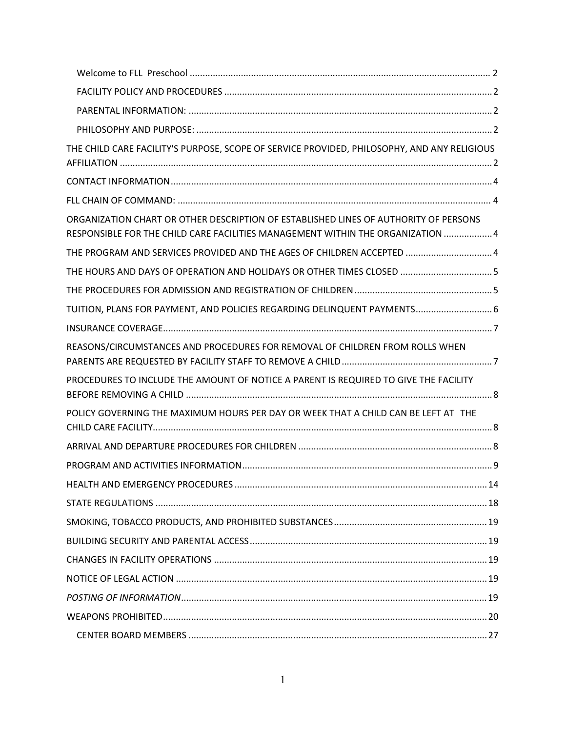- Welcome to FLL Preschool ..... 2
- FACILITY POLICY AND PROCEDURES ..... 2
- PARENTAL INFORMATION: ..... 2
- PHILOSOPHY AND PURPOSE: ..... 2

THE CHILD CARE FACILITY'S PURPOSE, SCOPE OF SERVICE PROVIDED, PHILOSOPHY, AND ANY RELIGIOUS AFFILIATION ..... 2

CONTACT INFORMATION ..... 4

FLL CHAIN OF COMMAND: ..... 4

ORGANIZATION CHART OR OTHER DESCRIPTION OF ESTABLISHED LINES OF AUTHORITY OF PERSONS RESPONSIBLE FOR THE CHILD CARE FACILITIES MANAGEMENT WITHIN THE ORGANIZATION ..... 4

THE PROGRAM AND SERVICES PROVIDED AND THE AGES OF CHILDREN ACCEPTED ..... 4

THE HOURS AND DAYS OF OPERATION AND HOLIDAYS OR OTHER TIMES CLOSED ..... 5

THE PROCEDURES FOR ADMISSION AND REGISTRATION OF CHILDREN ..... 5

TUITION, PLANS FOR PAYMENT, AND POLICIES REGARDING DELINQUENT PAYMENTS ..... 6

INSURANCE COVERAGE ..... 7

REASONS/CIRCUMSTANCES AND PROCEDURES FOR REMOVAL OF CHILDREN FROM ROLLS WHEN PARENTS ARE REQUESTED BY FACILITY STAFF TO REMOVE A CHILD ..... 7

PROCEDURES TO INCLUDE THE AMOUNT OF NOTICE A PARENT IS REQUIRED TO GIVE THE FACILITY BEFORE REMOVING A CHILD ..... 8

POLICY GOVERNING THE MAXIMUM HOURS PER DAY OR WEEK THAT A CHILD CAN BE LEFT AT THE CHILD CARE FACILITY ..... 8

ARRIVAL AND DEPARTURE PROCEDURES FOR CHILDREN ..... 8

PROGRAM AND ACTIVITIES INFORMATION ..... 9

HEALTH AND EMERGENCY PROCEDURES ..... 14

STATE REGULATIONS ..... 18

SMOKING, TOBACCO PRODUCTS, AND PROHIBITED SUBSTANCES ..... 19

BUILDING SECURITY AND PARENTAL ACCESS ..... 19

CHANGES IN FACILITY OPERATIONS ..... 19

NOTICE OF LEGAL ACTION ..... 19

*POSTING OF INFORMATION* ..... 19

WEAPONS PROHIBITED ..... 20

- CENTER BOARD MEMBERS ..... 27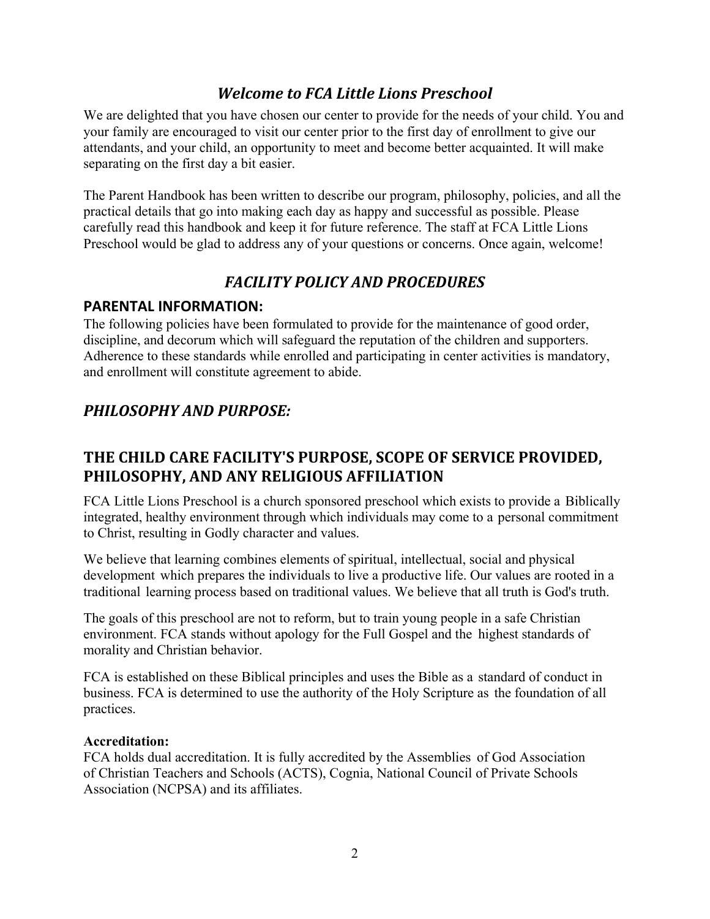## *Welcome to FCA Little Lions Preschool*

We are delighted that you have chosen our center to provide for the needs of your child. You and your family are encouraged to visit our center prior to the first day of enrollment to give our attendants, and your child, an opportunity to meet and become better acquainted. It will make separating on the first day a bit easier.

The Parent Handbook has been written to describe our program, philosophy, policies, and all the practical details that go into making each day as happy and successful as possible. Please carefully read this handbook and keep it for future reference. The staff at FCA Little Lions Preschool would be glad to address any of your questions or concerns. Once again, welcome!

## *FACILITY POLICY AND PROCEDURES*

### PARENTAL INFORMATION:

The following policies have been formulated to provide for the maintenance of good order, discipline, and decorum which will safeguard the reputation of the children and supporters. Adherence to these standards while enrolled and participating in center activities is mandatory, and enrollment will constitute agreement to abide.

## *PHILOSOPHY AND PURPOSE:*

## THE CHILD CARE FACILITY'S PURPOSE, SCOPE OF SERVICE PROVIDED, PHILOSOPHY, AND ANY RELIGIOUS AFFILIATION

FCA Little Lions Preschool is a church sponsored preschool which exists to provide a Biblically integrated, healthy environment through which individuals may come to a personal commitment to Christ, resulting in Godly character and values.

We believe that learning combines elements of spiritual, intellectual, social and physical development which prepares the individuals to live a productive life. Our values are rooted in a traditional learning process based on traditional values. We believe that all truth is God's truth.

The goals of this preschool are not to reform, but to train young people in a safe Christian environment. FCA stands without apology for the Full Gospel and the highest standards of morality and Christian behavior.

FCA is established on these Biblical principles and uses the Bible as a standard of conduct in business. FCA is determined to use the authority of the Holy Scripture as the foundation of all practices.

**Accreditation:**
FCA holds dual accreditation. It is fully accredited by the Assemblies of God Association of Christian Teachers and Schools (ACTS), Cognia, National Council of Private Schools Association (NCPSA) and its affiliates.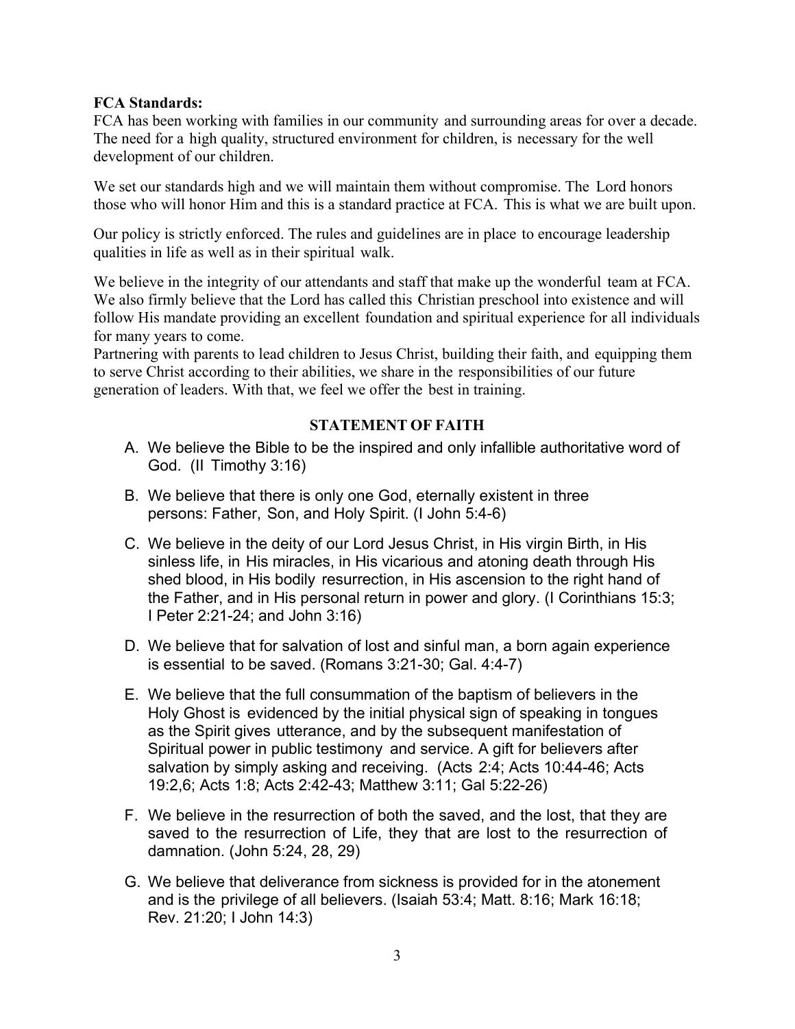**FCA Standards:**

FCA has been working with families in our community and surrounding areas for over a decade. The need for a high quality, structured environment for children, is necessary for the well development of our children.

We set our standards high and we will maintain them without compromise. The Lord honors those who will honor Him and this is a standard practice at FCA. This is what we are built upon.

Our policy is strictly enforced. The rules and guidelines are in place to encourage leadership qualities in life as well as in their spiritual walk.

We believe in the integrity of our attendants and staff that make up the wonderful team at FCA. We also firmly believe that the Lord has called this Christian preschool into existence and will follow His mandate providing an excellent foundation and spiritual experience for all individuals for many years to come.
Partnering with parents to lead children to Jesus Christ, building their faith, and equipping them to serve Christ according to their abilities, we share in the responsibilities of our future generation of leaders. With that, we feel we offer the best in training.

**STATEMENT OF FAITH**

A. We believe the Bible to be the inspired and only infallible authoritative word of God. (II Timothy 3:16)

B. We believe that there is only one God, eternally existent in three persons: Father, Son, and Holy Spirit. (I John 5:4-6)

C. We believe in the deity of our Lord Jesus Christ, in His virgin Birth, in His sinless life, in His miracles, in His vicarious and atoning death through His shed blood, in His bodily resurrection, in His ascension to the right hand of the Father, and in His personal return in power and glory. (I Corinthians 15:3; I Peter 2:21-24; and John 3:16)

D. We believe that for salvation of lost and sinful man, a born again experience is essential to be saved. (Romans 3:21-30; Gal. 4:4-7)

E. We believe that the full consummation of the baptism of believers in the Holy Ghost is evidenced by the initial physical sign of speaking in tongues as the Spirit gives utterance, and by the subsequent manifestation of Spiritual power in public testimony and service. A gift for believers after salvation by simply asking and receiving. (Acts 2:4; Acts 10:44-46; Acts 19:2,6; Acts 1:8; Acts 2:42-43; Matthew 3:11; Gal 5:22-26)

F. We believe in the resurrection of both the saved, and the lost, that they are saved to the resurrection of Life, they that are lost to the resurrection of damnation. (John 5:24, 28, 29)

G. We believe that deliverance from sickness is provided for in the atonement and is the privilege of all believers. (Isaiah 53:4; Matt. 8:16; Mark 16:18; Rev. 21:20; I John 14:3)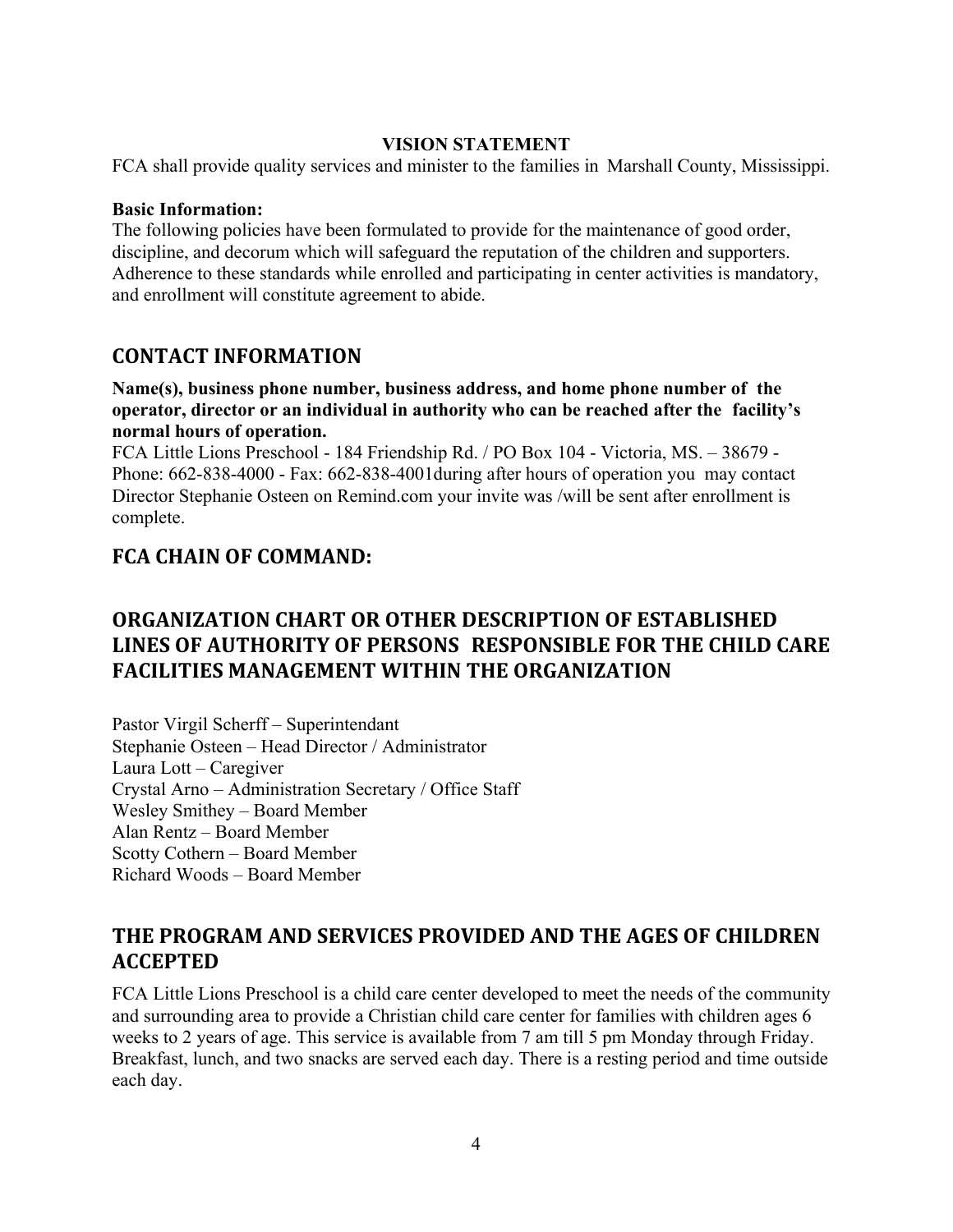**VISION STATEMENT**

FCA shall provide quality services and minister to the families in Marshall County, Mississippi.

**Basic Information:**

The following policies have been formulated to provide for the maintenance of good order, discipline, and decorum which will safeguard the reputation of the children and supporters. Adherence to these standards while enrolled and participating in center activities is mandatory, and enrollment will constitute agreement to abide.

## CONTACT INFORMATION

**Name(s), business phone number, business address, and home phone number of the operator, director or an individual in authority who can be reached after the facility's normal hours of operation.**

FCA Little Lions Preschool - 184 Friendship Rd. / PO Box 104 - Victoria, MS. – 38679 - Phone: 662-838-4000 - Fax: 662-838-4001during after hours of operation you may contact Director Stephanie Osteen on Remind.com your invite was /will be sent after enrollment is complete.

## FCA CHAIN OF COMMAND:

## ORGANIZATION CHART OR OTHER DESCRIPTION OF ESTABLISHED LINES OF AUTHORITY OF PERSONS RESPONSIBLE FOR THE CHILD CARE FACILITIES MANAGEMENT WITHIN THE ORGANIZATION

Pastor Virgil Scherff – Superintendant
Stephanie Osteen – Head Director / Administrator
Laura Lott – Caregiver
Crystal Arno – Administration Secretary / Office Staff
Wesley Smithey – Board Member
Alan Rentz – Board Member
Scotty Cothern – Board Member
Richard Woods – Board Member

## THE PROGRAM AND SERVICES PROVIDED AND THE AGES OF CHILDREN ACCEPTED

FCA Little Lions Preschool is a child care center developed to meet the needs of the community and surrounding area to provide a Christian child care center for families with children ages 6 weeks to 2 years of age. This service is available from 7 am till 5 pm Monday through Friday. Breakfast, lunch, and two snacks are served each day. There is a resting period and time outside each day.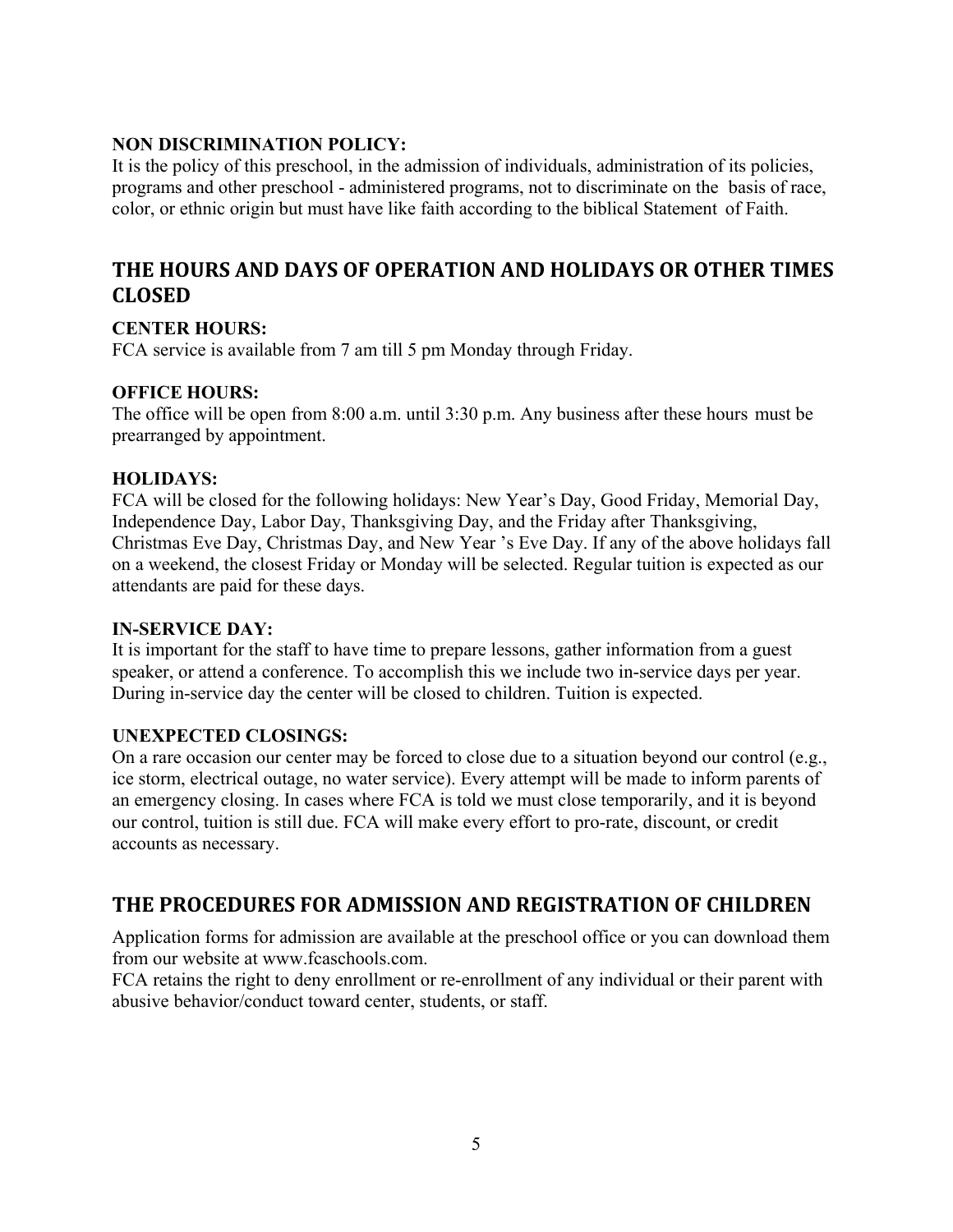**NON DISCRIMINATION POLICY:**

It is the policy of this preschool, in the admission of individuals, administration of its policies, programs and other preschool - administered programs, not to discriminate on the basis of race, color, or ethnic origin but must have like faith according to the biblical Statement of Faith.

## THE HOURS AND DAYS OF OPERATION AND HOLIDAYS OR OTHER TIMES CLOSED

**CENTER HOURS:**

FCA service is available from 7 am till 5 pm Monday through Friday.

**OFFICE HOURS:**

The office will be open from 8:00 a.m. until 3:30 p.m. Any business after these hours must be prearranged by appointment.

**HOLIDAYS:**

FCA will be closed for the following holidays: New Year's Day, Good Friday, Memorial Day, Independence Day, Labor Day, Thanksgiving Day, and the Friday after Thanksgiving, Christmas Eve Day, Christmas Day, and New Year 's Eve Day. If any of the above holidays fall on a weekend, the closest Friday or Monday will be selected. Regular tuition is expected as our attendants are paid for these days.

**IN-SERVICE DAY:**

It is important for the staff to have time to prepare lessons, gather information from a guest speaker, or attend a conference. To accomplish this we include two in-service days per year. During in-service day the center will be closed to children. Tuition is expected.

**UNEXPECTED CLOSINGS:**

On a rare occasion our center may be forced to close due to a situation beyond our control (e.g., ice storm, electrical outage, no water service). Every attempt will be made to inform parents of an emergency closing. In cases where FCA is told we must close temporarily, and it is beyond our control, tuition is still due. FCA will make every effort to pro-rate, discount, or credit accounts as necessary.

## THE PROCEDURES FOR ADMISSION AND REGISTRATION OF CHILDREN

Application forms for admission are available at the preschool office or you can download them from our website at www.fcaschools.com.

FCA retains the right to deny enrollment or re-enrollment of any individual or their parent with abusive behavior/conduct toward center, students, or staff.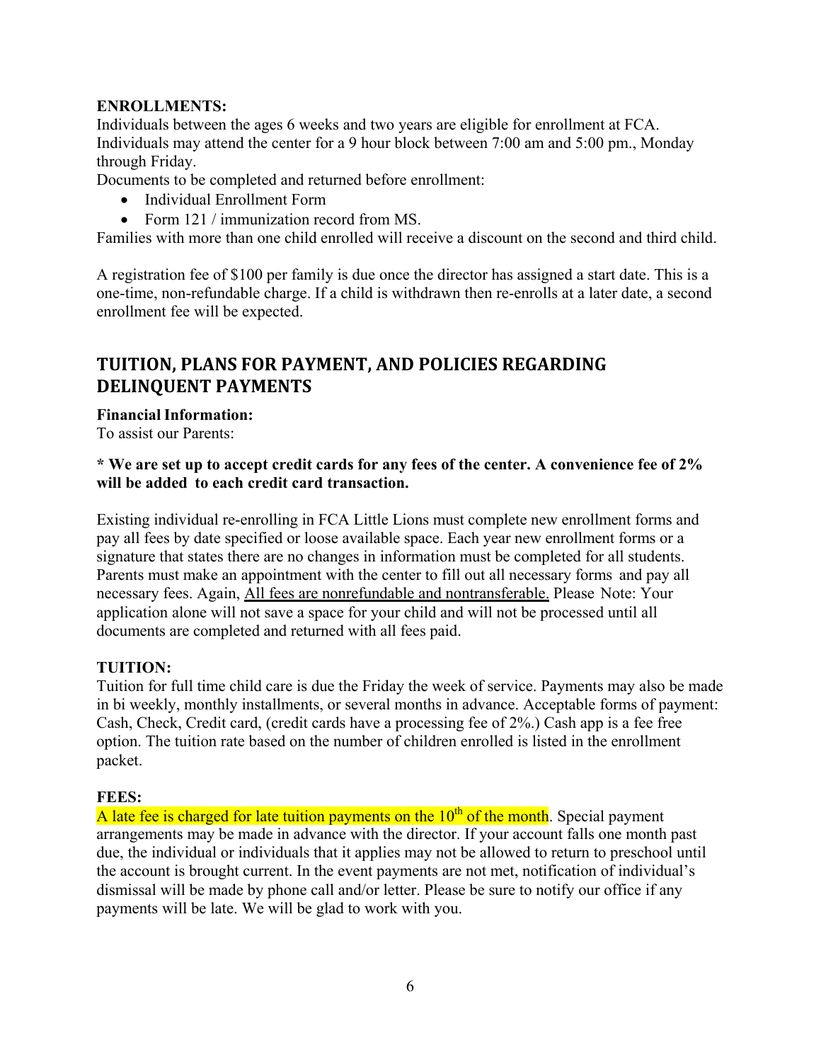**ENROLLMENTS:**

Individuals between the ages 6 weeks and two years are eligible for enrollment at FCA. Individuals may attend the center for a 9 hour block between 7:00 am and 5:00 pm., Monday through Friday.

Documents to be completed and returned before enrollment:

- Individual Enrollment Form
- Form 121 / immunization record from MS.

Families with more than one child enrolled will receive a discount on the second and third child.

A registration fee of $100 per family is due once the director has assigned a start date. This is a one-time, non-refundable charge. If a child is withdrawn then re-enrolls at a later date, a second enrollment fee will be expected.

## TUITION, PLANS FOR PAYMENT, AND POLICIES REGARDING DELINQUENT PAYMENTS

**Financial Information:**

To assist our Parents:

**\* We are set up to accept credit cards for any fees of the center. A convenience fee of 2% will be added to each credit card transaction.**

Existing individual re-enrolling in FCA Little Lions must complete new enrollment forms and pay all fees by date specified or loose available space. Each year new enrollment forms or a signature that states there are no changes in information must be completed for all students. Parents must make an appointment with the center to fill out all necessary forms and pay all necessary fees. Again, All fees are nonrefundable and nontransferable. Please Note: Your application alone will not save a space for your child and will not be processed until all documents are completed and returned with all fees paid.

**TUITION:**

Tuition for full time child care is due the Friday the week of service. Payments may also be made in bi weekly, monthly installments, or several months in advance. Acceptable forms of payment: Cash, Check, Credit card, (credit cards have a processing fee of 2%.) Cash app is a fee free option. The tuition rate based on the number of children enrolled is listed in the enrollment packet.

**FEES:**

A late fee is charged for late tuition payments on the 10th of the month. Special payment arrangements may be made in advance with the director. If your account falls one month past due, the individual or individuals that it applies may not be allowed to return to preschool until the account is brought current. In the event payments are not met, notification of individual's dismissal will be made by phone call and/or letter. Please be sure to notify our office if any payments will be late. We will be glad to work with you.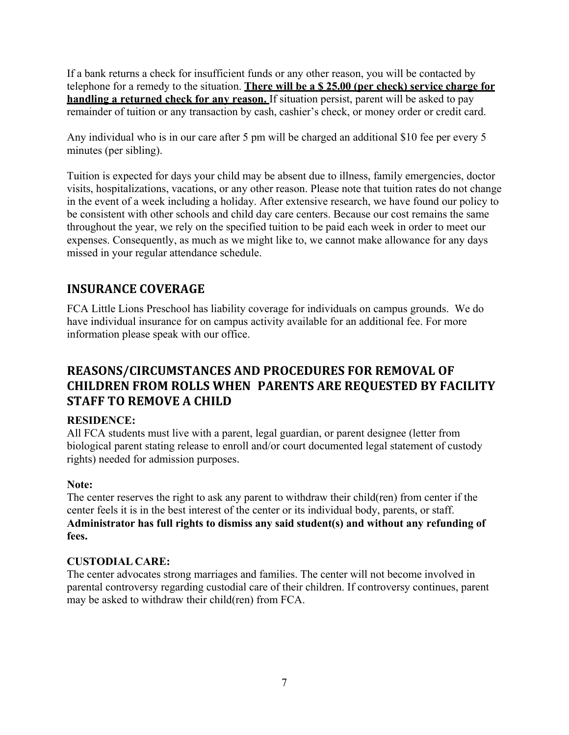If a bank returns a check for insufficient funds or any other reason, you will be contacted by telephone for a remedy to the situation. **There will be a $ 25.00 (per check) service charge for handling a returned check for any reason.** If situation persist, parent will be asked to pay remainder of tuition or any transaction by cash, cashier's check, or money order or credit card.

Any individual who is in our care after 5 pm will be charged an additional $10 fee per every 5 minutes (per sibling).

Tuition is expected for days your child may be absent due to illness, family emergencies, doctor visits, hospitalizations, vacations, or any other reason. Please note that tuition rates do not change in the event of a week including a holiday. After extensive research, we have found our policy to be consistent with other schools and child day care centers. Because our cost remains the same throughout the year, we rely on the specified tuition to be paid each week in order to meet our expenses. Consequently, as much as we might like to, we cannot make allowance for any days missed in your regular attendance schedule.

## INSURANCE COVERAGE

FCA Little Lions Preschool has liability coverage for individuals on campus grounds. We do have individual insurance for on campus activity available for an additional fee. For more information please speak with our office.

## REASONS/CIRCUMSTANCES AND PROCEDURES FOR REMOVAL OF CHILDREN FROM ROLLS WHEN PARENTS ARE REQUESTED BY FACILITY STAFF TO REMOVE A CHILD

**RESIDENCE:**
All FCA students must live with a parent, legal guardian, or parent designee (letter from biological parent stating release to enroll and/or court documented legal statement of custody rights) needed for admission purposes.

**Note:**
The center reserves the right to ask any parent to withdraw their child(ren) from center if the center feels it is in the best interest of the center or its individual body, parents, or staff. **Administrator has full rights to dismiss any said student(s) and without any refunding of fees.**

**CUSTODIAL CARE:**
The center advocates strong marriages and families. The center will not become involved in parental controversy regarding custodial care of their children. If controversy continues, parent may be asked to withdraw their child(ren) from FCA.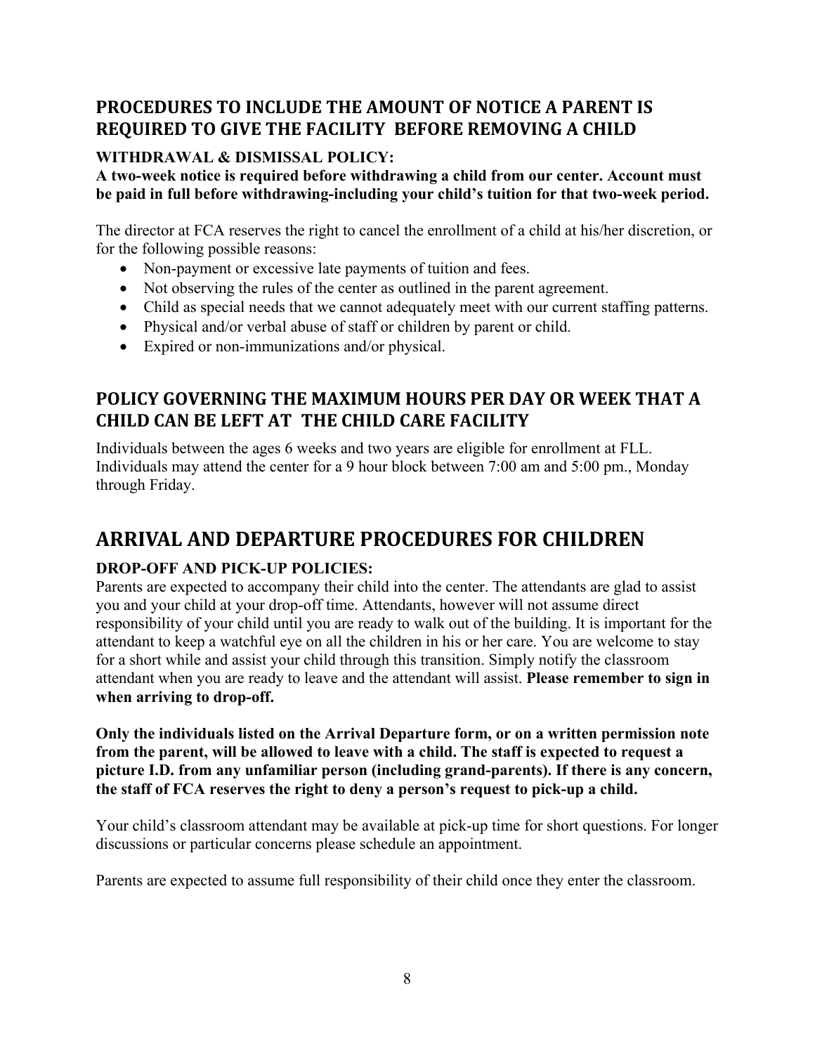## PROCEDURES TO INCLUDE THE AMOUNT OF NOTICE A PARENT IS REQUIRED TO GIVE THE FACILITY BEFORE REMOVING A CHILD

### WITHDRAWAL & DISMISSAL POLICY:

**A two-week notice is required before withdrawing a child from our center. Account must be paid in full before withdrawing-including your child's tuition for that two-week period.**

The director at FCA reserves the right to cancel the enrollment of a child at his/her discretion, or for the following possible reasons:

- Non-payment or excessive late payments of tuition and fees.
- Not observing the rules of the center as outlined in the parent agreement.
- Child as special needs that we cannot adequately meet with our current staffing patterns.
- Physical and/or verbal abuse of staff or children by parent or child.
- Expired or non-immunizations and/or physical.

## POLICY GOVERNING THE MAXIMUM HOURS PER DAY OR WEEK THAT A CHILD CAN BE LEFT AT THE CHILD CARE FACILITY

Individuals between the ages 6 weeks and two years are eligible for enrollment at FLL. Individuals may attend the center for a 9 hour block between 7:00 am and 5:00 pm., Monday through Friday.

# ARRIVAL AND DEPARTURE PROCEDURES FOR CHILDREN

### DROP-OFF AND PICK-UP POLICIES:

Parents are expected to accompany their child into the center. The attendants are glad to assist you and your child at your drop-off time. Attendants, however will not assume direct responsibility of your child until you are ready to walk out of the building. It is important for the attendant to keep a watchful eye on all the children in his or her care. You are welcome to stay for a short while and assist your child through this transition. Simply notify the classroom attendant when you are ready to leave and the attendant will assist. **Please remember to sign in when arriving to drop-off.**

**Only the individuals listed on the Arrival Departure form, or on a written permission note from the parent, will be allowed to leave with a child. The staff is expected to request a picture I.D. from any unfamiliar person (including grand-parents). If there is any concern, the staff of FCA reserves the right to deny a person's request to pick-up a child.**

Your child's classroom attendant may be available at pick-up time for short questions. For longer discussions or particular concerns please schedule an appointment.

Parents are expected to assume full responsibility of their child once they enter the classroom.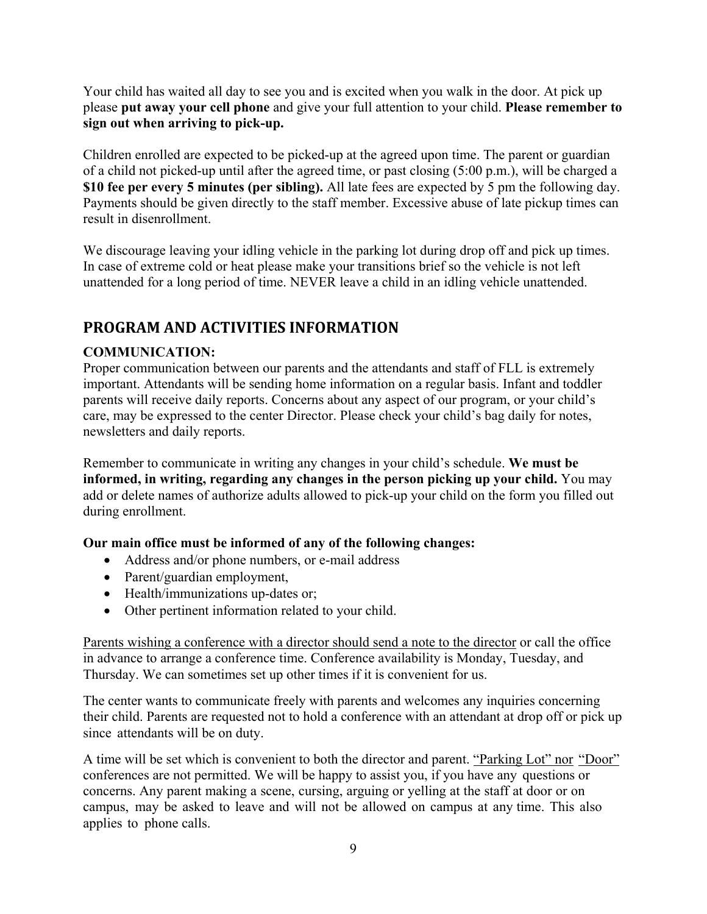Your child has waited all day to see you and is excited when you walk in the door. At pick up please **put away your cell phone** and give your full attention to your child. **Please remember to sign out when arriving to pick-up.**

Children enrolled are expected to be picked-up at the agreed upon time. The parent or guardian of a child not picked-up until after the agreed time, or past closing (5:00 p.m.), will be charged a **$10 fee per every 5 minutes (per sibling).** All late fees are expected by 5 pm the following day. Payments should be given directly to the staff member. Excessive abuse of late pickup times can result in disenrollment.

We discourage leaving your idling vehicle in the parking lot during drop off and pick up times. In case of extreme cold or heat please make your transitions brief so the vehicle is not left unattended for a long period of time. NEVER leave a child in an idling vehicle unattended.

## PROGRAM AND ACTIVITIES INFORMATION

### COMMUNICATION:

Proper communication between our parents and the attendants and staff of FLL is extremely important. Attendants will be sending home information on a regular basis. Infant and toddler parents will receive daily reports. Concerns about any aspect of our program, or your child's care, may be expressed to the center Director. Please check your child's bag daily for notes, newsletters and daily reports.

Remember to communicate in writing any changes in your child's schedule. **We must be informed, in writing, regarding any changes in the person picking up your child.** You may add or delete names of authorize adults allowed to pick-up your child on the form you filled out during enrollment.

**Our main office must be informed of any of the following changes:**

- Address and/or phone numbers, or e-mail address
- Parent/guardian employment,
- Health/immunizations up-dates or;
- Other pertinent information related to your child.

<u>Parents wishing a conference with a director should send a note to the director</u> or call the office in advance to arrange a conference time. Conference availability is Monday, Tuesday, and Thursday. We can sometimes set up other times if it is convenient for us.

The center wants to communicate freely with parents and welcomes any inquiries concerning their child. Parents are requested not to hold a conference with an attendant at drop off or pick up since attendants will be on duty.

A time will be set which is convenient to both the director and parent. <u>"Parking Lot" nor</u> <u>"Door"</u> conferences are not permitted. We will be happy to assist you, if you have any questions or concerns. Any parent making a scene, cursing, arguing or yelling at the staff at door or on campus, may be asked to leave and will not be allowed on campus at any time. This also applies to phone calls.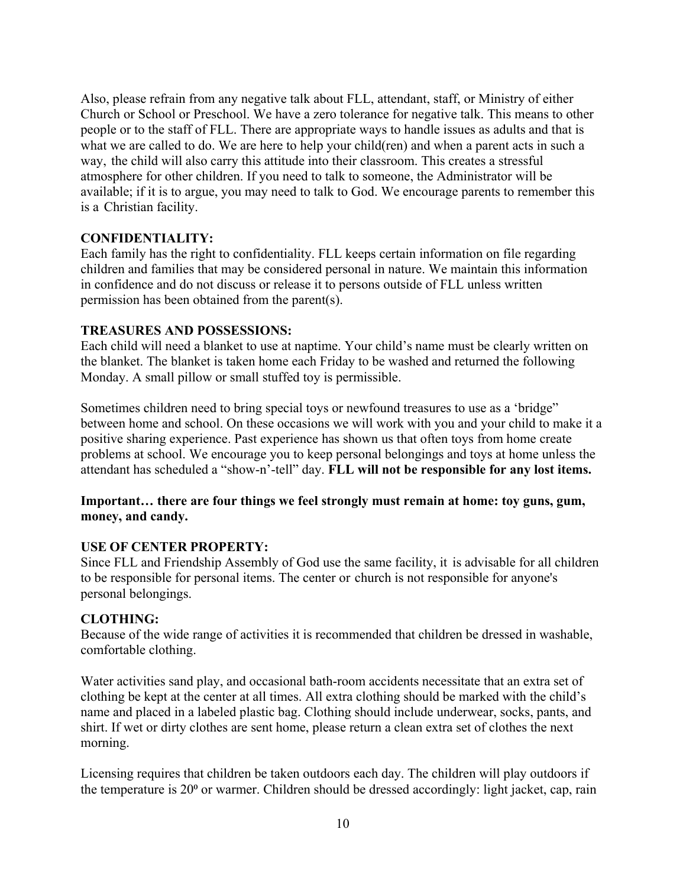Also, please refrain from any negative talk about FLL, attendant, staff, or Ministry of either Church or School or Preschool. We have a zero tolerance for negative talk. This means to other people or to the staff of FLL. There are appropriate ways to handle issues as adults and that is what we are called to do. We are here to help your child(ren) and when a parent acts in such a way, the child will also carry this attitude into their classroom. This creates a stressful atmosphere for other children. If you need to talk to someone, the Administrator will be available; if it is to argue, you may need to talk to God. We encourage parents to remember this is a Christian facility.

**CONFIDENTIALITY:**
Each family has the right to confidentiality. FLL keeps certain information on file regarding children and families that may be considered personal in nature. We maintain this information in confidence and do not discuss or release it to persons outside of FLL unless written permission has been obtained from the parent(s).

**TREASURES AND POSSESSIONS:**
Each child will need a blanket to use at naptime. Your child's name must be clearly written on the blanket. The blanket is taken home each Friday to be washed and returned the following Monday. A small pillow or small stuffed toy is permissible.

Sometimes children need to bring special toys or newfound treasures to use as a 'bridge" between home and school. On these occasions we will work with you and your child to make it a positive sharing experience. Past experience has shown us that often toys from home create problems at school. We encourage you to keep personal belongings and toys at home unless the attendant has scheduled a "show-n'-tell" day. **FLL will not be responsible for any lost items.**

**Important… there are four things we feel strongly must remain at home: toy guns, gum, money, and candy.**

**USE OF CENTER PROPERTY:**
Since FLL and Friendship Assembly of God use the same facility, it is advisable for all children to be responsible for personal items. The center or church is not responsible for anyone's personal belongings.

**CLOTHING:**
Because of the wide range of activities it is recommended that children be dressed in washable, comfortable clothing.

Water activities sand play, and occasional bath-room accidents necessitate that an extra set of clothing be kept at the center at all times. All extra clothing should be marked with the child's name and placed in a labeled plastic bag. Clothing should include underwear, socks, pants, and shirt. If wet or dirty clothes are sent home, please return a clean extra set of clothes the next morning.

Licensing requires that children be taken outdoors each day. The children will play outdoors if the temperature is 20º or warmer. Children should be dressed accordingly: light jacket, cap, rain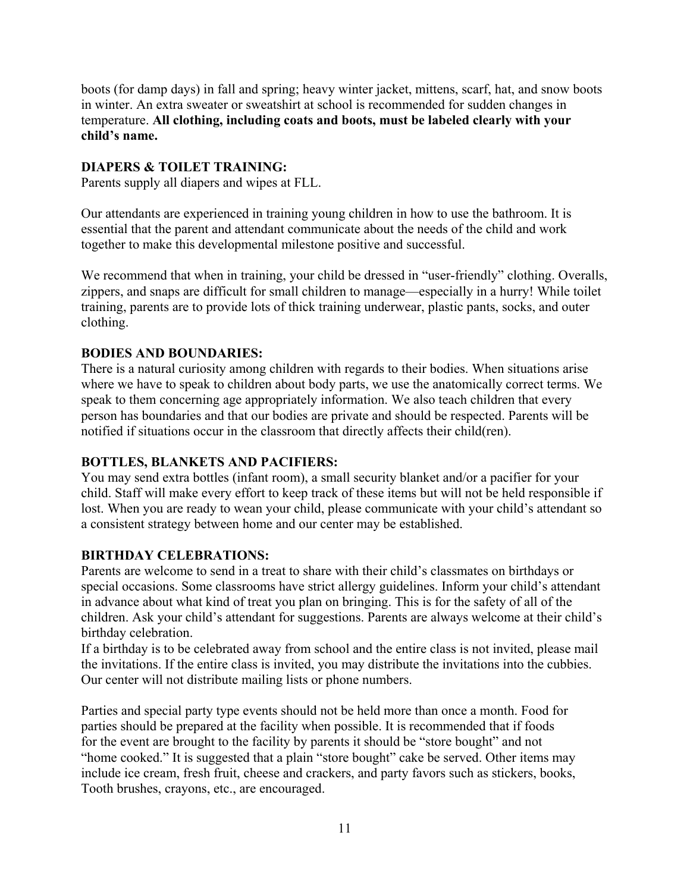boots (for damp days) in fall and spring; heavy winter jacket, mittens, scarf, hat, and snow boots in winter. An extra sweater or sweatshirt at school is recommended for sudden changes in temperature. **All clothing, including coats and boots, must be labeled clearly with your child's name.**

**DIAPERS & TOILET TRAINING:**

Parents supply all diapers and wipes at FLL.

Our attendants are experienced in training young children in how to use the bathroom. It is essential that the parent and attendant communicate about the needs of the child and work together to make this developmental milestone positive and successful.

We recommend that when in training, your child be dressed in "user-friendly" clothing. Overalls, zippers, and snaps are difficult for small children to manage—especially in a hurry! While toilet training, parents are to provide lots of thick training underwear, plastic pants, socks, and outer clothing.

**BODIES AND BOUNDARIES:**

There is a natural curiosity among children with regards to their bodies. When situations arise where we have to speak to children about body parts, we use the anatomically correct terms. We speak to them concerning age appropriately information. We also teach children that every person has boundaries and that our bodies are private and should be respected. Parents will be notified if situations occur in the classroom that directly affects their child(ren).

**BOTTLES, BLANKETS AND PACIFIERS:**

You may send extra bottles (infant room), a small security blanket and/or a pacifier for your child. Staff will make every effort to keep track of these items but will not be held responsible if lost. When you are ready to wean your child, please communicate with your child's attendant so a consistent strategy between home and our center may be established.

**BIRTHDAY CELEBRATIONS:**

Parents are welcome to send in a treat to share with their child's classmates on birthdays or special occasions. Some classrooms have strict allergy guidelines. Inform your child's attendant in advance about what kind of treat you plan on bringing. This is for the safety of all of the children. Ask your child's attendant for suggestions. Parents are always welcome at their child's birthday celebration.

If a birthday is to be celebrated away from school and the entire class is not invited, please mail the invitations. If the entire class is invited, you may distribute the invitations into the cubbies. Our center will not distribute mailing lists or phone numbers.

Parties and special party type events should not be held more than once a month. Food for parties should be prepared at the facility when possible. It is recommended that if foods for the event are brought to the facility by parents it should be "store bought" and not "home cooked." It is suggested that a plain "store bought" cake be served. Other items may include ice cream, fresh fruit, cheese and crackers, and party favors such as stickers, books, Tooth brushes, crayons, etc., are encouraged.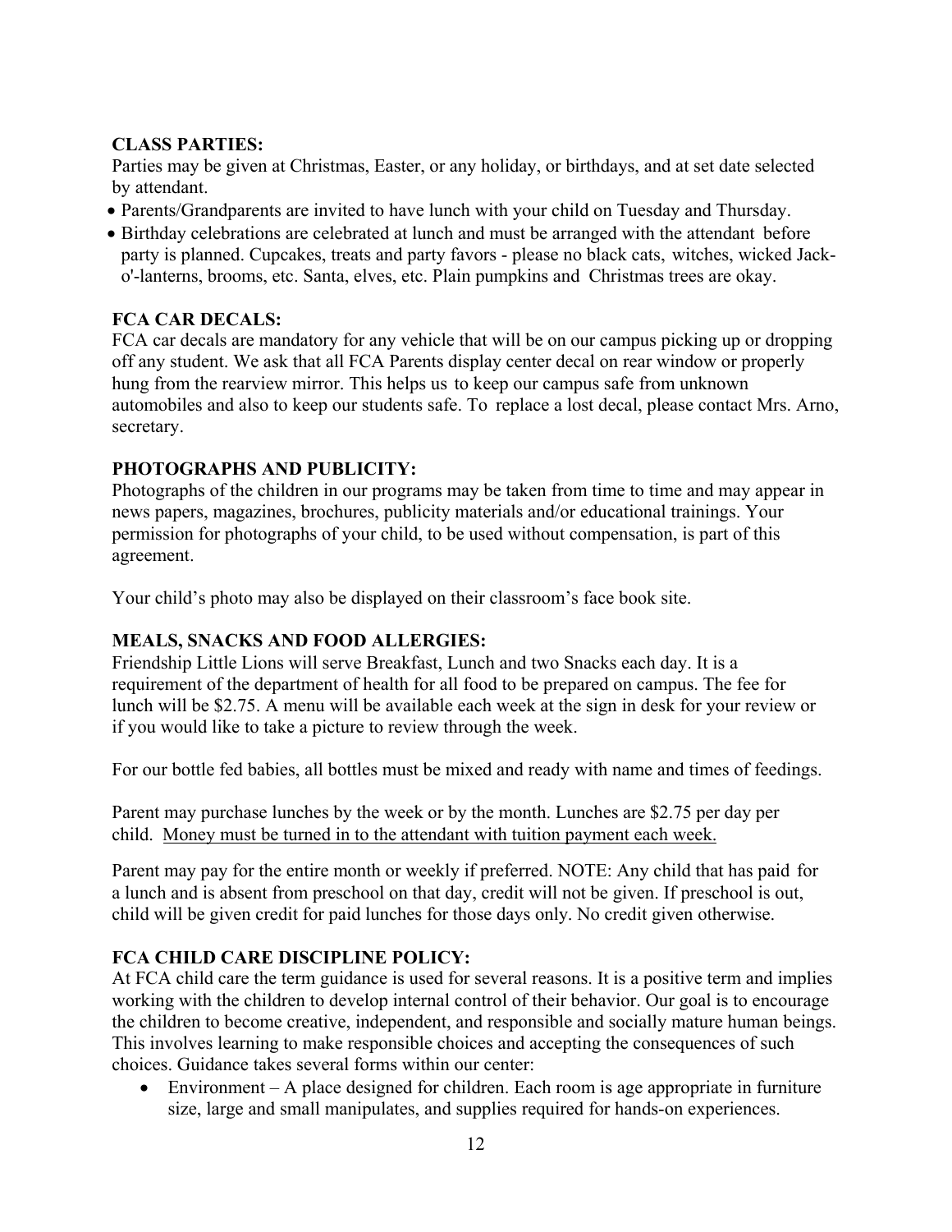**CLASS PARTIES:**

Parties may be given at Christmas, Easter, or any holiday, or birthdays, and at set date selected by attendant.

- Parents/Grandparents are invited to have lunch with your child on Tuesday and Thursday.
- Birthday celebrations are celebrated at lunch and must be arranged with the attendant before party is planned. Cupcakes, treats and party favors - please no black cats, witches, wicked Jack-o'-lanterns, brooms, etc. Santa, elves, etc. Plain pumpkins and Christmas trees are okay.

**FCA CAR DECALS:**

FCA car decals are mandatory for any vehicle that will be on our campus picking up or dropping off any student. We ask that all FCA Parents display center decal on rear window or properly hung from the rearview mirror. This helps us to keep our campus safe from unknown automobiles and also to keep our students safe. To replace a lost decal, please contact Mrs. Arno, secretary.

**PHOTOGRAPHS AND PUBLICITY:**

Photographs of the children in our programs may be taken from time to time and may appear in news papers, magazines, brochures, publicity materials and/or educational trainings. Your permission for photographs of your child, to be used without compensation, is part of this agreement.

Your child's photo may also be displayed on their classroom's face book site.

**MEALS, SNACKS AND FOOD ALLERGIES:**

Friendship Little Lions will serve Breakfast, Lunch and two Snacks each day. It is a requirement of the department of health for all food to be prepared on campus. The fee for lunch will be $2.75. A menu will be available each week at the sign in desk for your review or if you would like to take a picture to review through the week.

For our bottle fed babies, all bottles must be mixed and ready with name and times of feedings.

Parent may purchase lunches by the week or by the month. Lunches are $2.75 per day per child. <u>Money must be turned in to the attendant with tuition payment each week.</u>

Parent may pay for the entire month or weekly if preferred. NOTE: Any child that has paid for a lunch and is absent from preschool on that day, credit will not be given. If preschool is out, child will be given credit for paid lunches for those days only. No credit given otherwise.

**FCA CHILD CARE DISCIPLINE POLICY:**

At FCA child care the term guidance is used for several reasons. It is a positive term and implies working with the children to develop internal control of their behavior. Our goal is to encourage the children to become creative, independent, and responsible and socially mature human beings. This involves learning to make responsible choices and accepting the consequences of such choices. Guidance takes several forms within our center:

- Environment – A place designed for children. Each room is age appropriate in furniture size, large and small manipulates, and supplies required for hands-on experiences.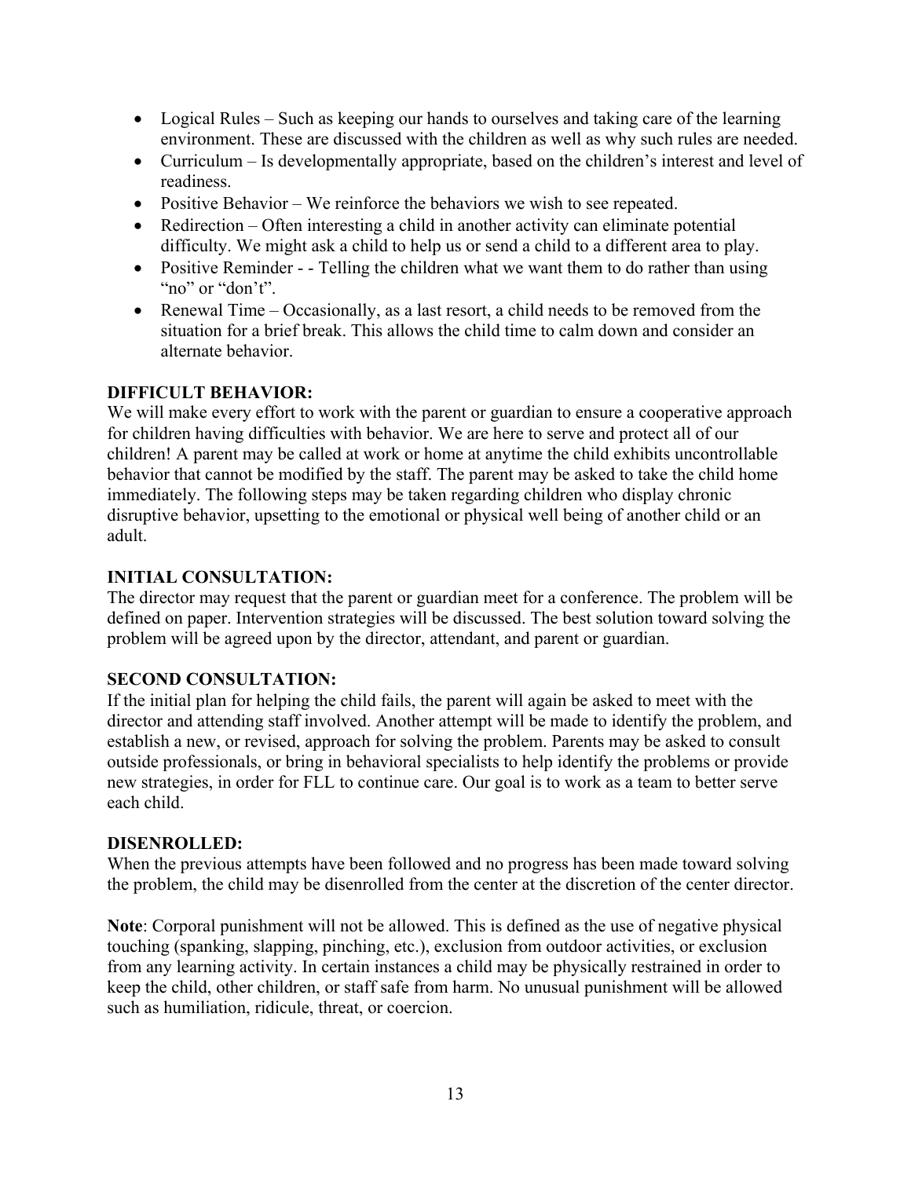- Logical Rules – Such as keeping our hands to ourselves and taking care of the learning environment. These are discussed with the children as well as why such rules are needed.
- Curriculum – Is developmentally appropriate, based on the children's interest and level of readiness.
- Positive Behavior – We reinforce the behaviors we wish to see repeated.
- Redirection – Often interesting a child in another activity can eliminate potential difficulty. We might ask a child to help us or send a child to a different area to play.
- Positive Reminder - - Telling the children what we want them to do rather than using "no" or "don't".
- Renewal Time – Occasionally, as a last resort, a child needs to be removed from the situation for a brief break. This allows the child time to calm down and consider an alternate behavior.

**DIFFICULT BEHAVIOR:**
We will make every effort to work with the parent or guardian to ensure a cooperative approach for children having difficulties with behavior. We are here to serve and protect all of our children! A parent may be called at work or home at anytime the child exhibits uncontrollable behavior that cannot be modified by the staff. The parent may be asked to take the child home immediately. The following steps may be taken regarding children who display chronic disruptive behavior, upsetting to the emotional or physical well being of another child or an adult.

**INITIAL CONSULTATION:**
The director may request that the parent or guardian meet for a conference. The problem will be defined on paper. Intervention strategies will be discussed. The best solution toward solving the problem will be agreed upon by the director, attendant, and parent or guardian.

**SECOND CONSULTATION:**
If the initial plan for helping the child fails, the parent will again be asked to meet with the director and attending staff involved. Another attempt will be made to identify the problem, and establish a new, or revised, approach for solving the problem. Parents may be asked to consult outside professionals, or bring in behavioral specialists to help identify the problems or provide new strategies, in order for FLL to continue care. Our goal is to work as a team to better serve each child.

**DISENROLLED:**
When the previous attempts have been followed and no progress has been made toward solving the problem, the child may be disenrolled from the center at the discretion of the center director.

**Note**: Corporal punishment will not be allowed. This is defined as the use of negative physical touching (spanking, slapping, pinching, etc.), exclusion from outdoor activities, or exclusion from any learning activity. In certain instances a child may be physically restrained in order to keep the child, other children, or staff safe from harm. No unusual punishment will be allowed such as humiliation, ridicule, threat, or coercion.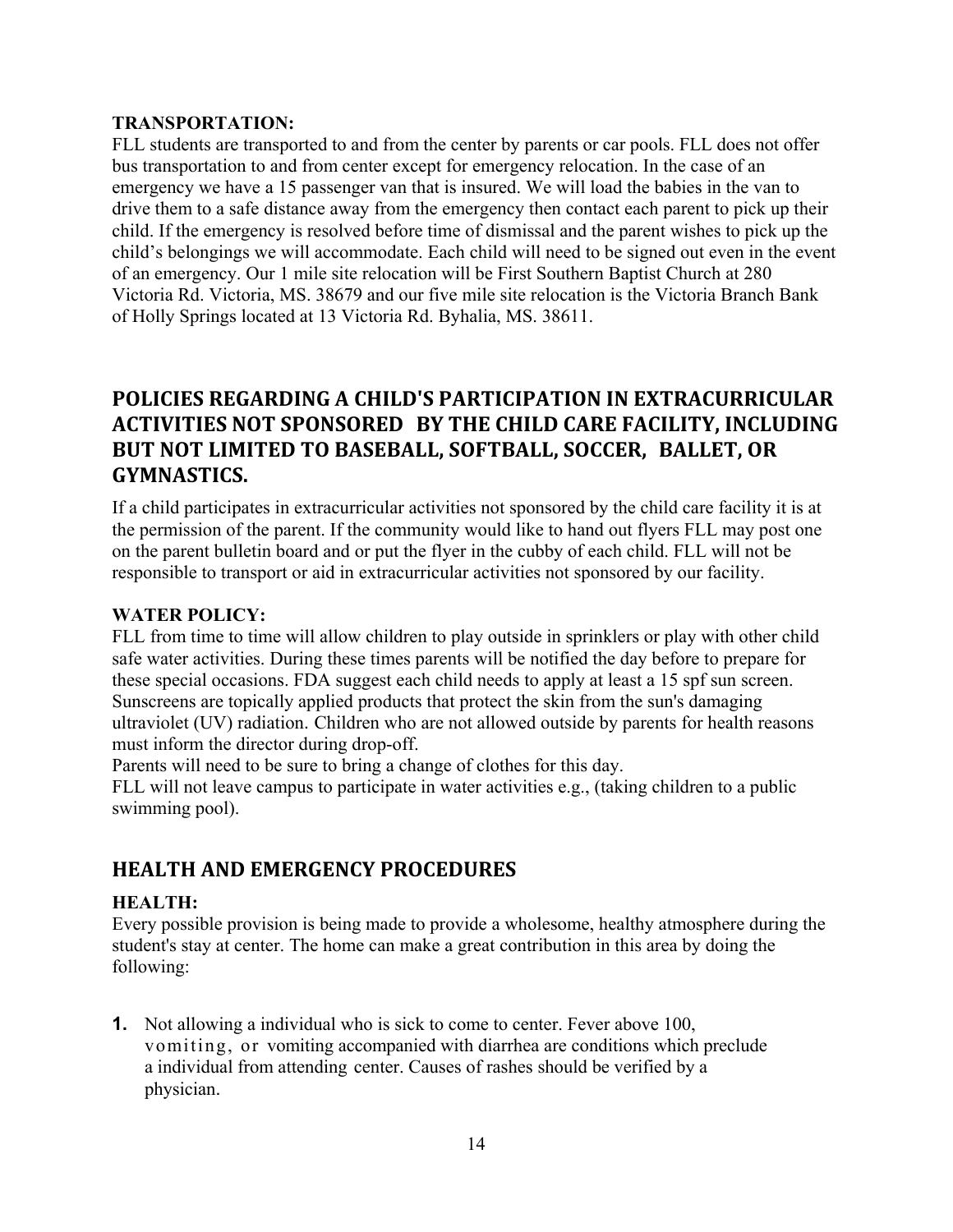**TRANSPORTATION:**
FLL students are transported to and from the center by parents or car pools. FLL does not offer bus transportation to and from center except for emergency relocation. In the case of an emergency we have a 15 passenger van that is insured. We will load the babies in the van to drive them to a safe distance away from the emergency then contact each parent to pick up their child. If the emergency is resolved before time of dismissal and the parent wishes to pick up the child's belongings we will accommodate. Each child will need to be signed out even in the event of an emergency. Our 1 mile site relocation will be First Southern Baptist Church at 280 Victoria Rd. Victoria, MS. 38679 and our five mile site relocation is the Victoria Branch Bank of Holly Springs located at 13 Victoria Rd. Byhalia, MS. 38611.

## POLICIES REGARDING A CHILD'S PARTICIPATION IN EXTRACURRICULAR ACTIVITIES NOT SPONSORED BY THE CHILD CARE FACILITY, INCLUDING BUT NOT LIMITED TO BASEBALL, SOFTBALL, SOCCER, BALLET, OR GYMNASTICS.

If a child participates in extracurricular activities not sponsored by the child care facility it is at the permission of the parent. If the community would like to hand out flyers FLL may post one on the parent bulletin board and or put the flyer in the cubby of each child. FLL will not be responsible to transport or aid in extracurricular activities not sponsored by our facility.

**WATER POLICY:**
FLL from time to time will allow children to play outside in sprinklers or play with other child safe water activities. During these times parents will be notified the day before to prepare for these special occasions. FDA suggest each child needs to apply at least a 15 spf sun screen. Sunscreens are topically applied products that protect the skin from the sun's damaging ultraviolet (UV) radiation. Children who are not allowed outside by parents for health reasons must inform the director during drop-off.
Parents will need to be sure to bring a change of clothes for this day.
FLL will not leave campus to participate in water activities e.g., (taking children to a public swimming pool).

## HEALTH AND EMERGENCY PROCEDURES

**HEALTH:**
Every possible provision is being made to provide a wholesome, healthy atmosphere during the student's stay at center. The home can make a great contribution in this area by doing the following:

1. Not allowing a individual who is sick to come to center. Fever above 100, vomiting, or vomiting accompanied with diarrhea are conditions which preclude a individual from attending center. Causes of rashes should be verified by a physician.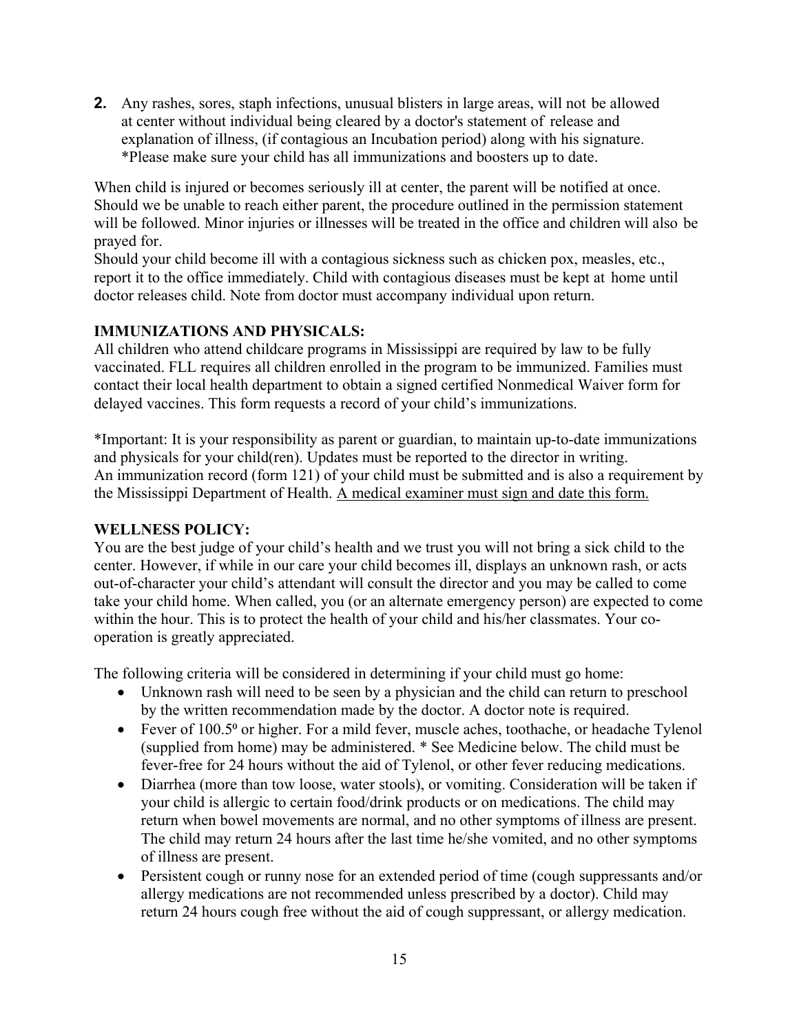2. Any rashes, sores, staph infections, unusual blisters in large areas, will not be allowed at center without individual being cleared by a doctor's statement of release and explanation of illness, (if contagious an Incubation period) along with his signature. *Please make sure your child has all immunizations and boosters up to date.

When child is injured or becomes seriously ill at center, the parent will be notified at once. Should we be unable to reach either parent, the procedure outlined in the permission statement will be followed. Minor injuries or illnesses will be treated in the office and children will also be prayed for.

Should your child become ill with a contagious sickness such as chicken pox, measles, etc., report it to the office immediately. Child with contagious diseases must be kept at home until doctor releases child. Note from doctor must accompany individual upon return.

**IMMUNIZATIONS AND PHYSICALS:**

All children who attend childcare programs in Mississippi are required by law to be fully vaccinated. FLL requires all children enrolled in the program to be immunized. Families must contact their local health department to obtain a signed certified Nonmedical Waiver form for delayed vaccines. This form requests a record of your child's immunizations.

*Important: It is your responsibility as parent or guardian, to maintain up-to-date immunizations and physicals for your child(ren). Updates must be reported to the director in writing. An immunization record (form 121) of your child must be submitted and is also a requirement by the Mississippi Department of Health. <u>A medical examiner must sign and date this form.</u>

**WELLNESS POLICY:**

You are the best judge of your child's health and we trust you will not bring a sick child to the center. However, if while in our care your child becomes ill, displays an unknown rash, or acts out-of-character your child's attendant will consult the director and you may be called to come take your child home. When called, you (or an alternate emergency person) are expected to come within the hour. This is to protect the health of your child and his/her classmates. Your co-operation is greatly appreciated.

The following criteria will be considered in determining if your child must go home:

- Unknown rash will need to be seen by a physician and the child can return to preschool by the written recommendation made by the doctor. A doctor note is required.
- Fever of 100.5º or higher. For a mild fever, muscle aches, toothache, or headache Tylenol (supplied from home) may be administered. * See Medicine below. The child must be fever-free for 24 hours without the aid of Tylenol, or other fever reducing medications.
- Diarrhea (more than tow loose, water stools), or vomiting. Consideration will be taken if your child is allergic to certain food/drink products or on medications. The child may return when bowel movements are normal, and no other symptoms of illness are present. The child may return 24 hours after the last time he/she vomited, and no other symptoms of illness are present.
- Persistent cough or runny nose for an extended period of time (cough suppressants and/or allergy medications are not recommended unless prescribed by a doctor). Child may return 24 hours cough free without the aid of cough suppressant, or allergy medication.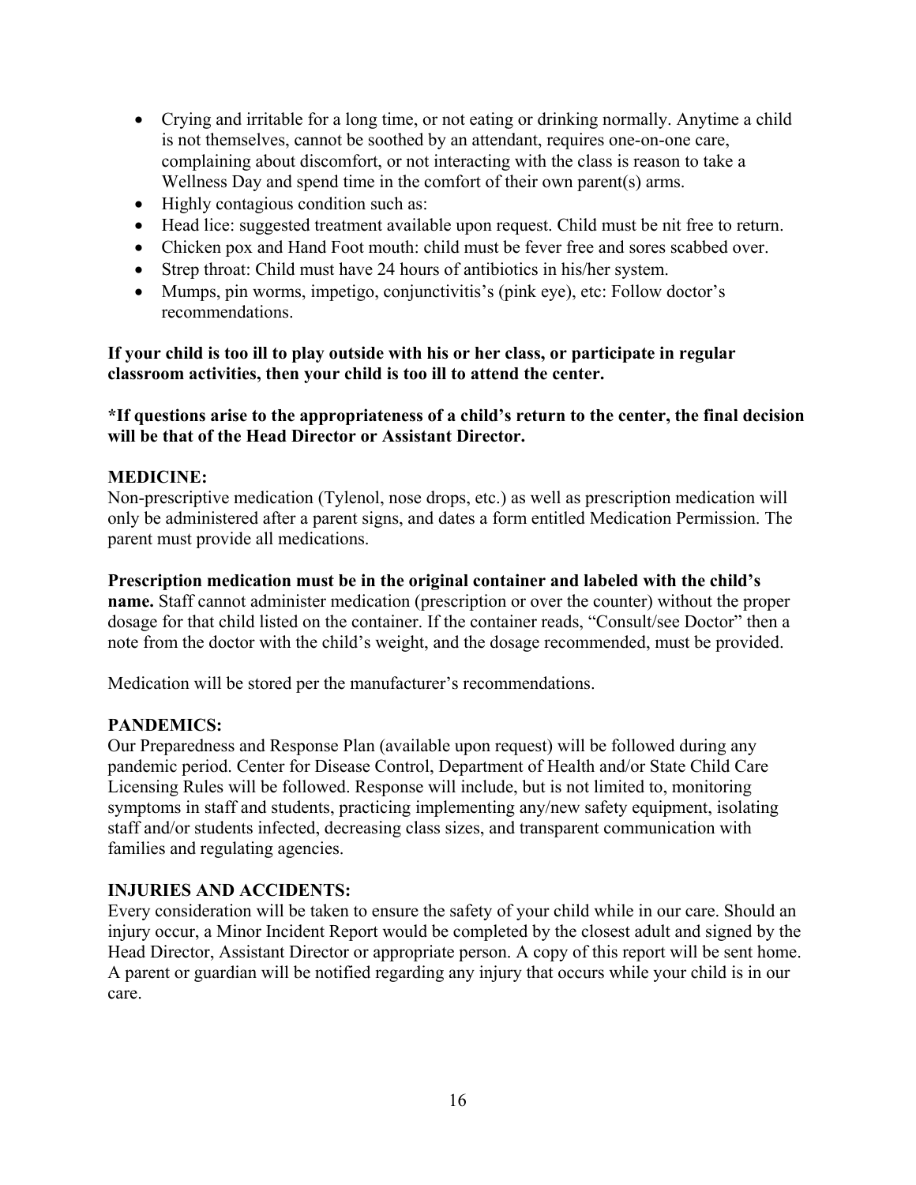- Crying and irritable for a long time, or not eating or drinking normally. Anytime a child is not themselves, cannot be soothed by an attendant, requires one-on-one care, complaining about discomfort, or not interacting with the class is reason to take a Wellness Day and spend time in the comfort of their own parent(s) arms.
- Highly contagious condition such as:
- Head lice: suggested treatment available upon request. Child must be nit free to return.
- Chicken pox and Hand Foot mouth: child must be fever free and sores scabbed over.
- Strep throat: Child must have 24 hours of antibiotics in his/her system.
- Mumps, pin worms, impetigo, conjunctivitis's (pink eye), etc: Follow doctor's recommendations.

**If your child is too ill to play outside with his or her class, or participate in regular classroom activities, then your child is too ill to attend the center.**

***If questions arise to the appropriateness of a child's return to the center, the final decision will be that of the Head Director or Assistant Director.**

**MEDICINE:**

Non-prescriptive medication (Tylenol, nose drops, etc.) as well as prescription medication will only be administered after a parent signs, and dates a form entitled Medication Permission. The parent must provide all medications.

**Prescription medication must be in the original container and labeled with the child's name.** Staff cannot administer medication (prescription or over the counter) without the proper dosage for that child listed on the container. If the container reads, "Consult/see Doctor" then a note from the doctor with the child's weight, and the dosage recommended, must be provided.

Medication will be stored per the manufacturer's recommendations.

**PANDEMICS:**

Our Preparedness and Response Plan (available upon request) will be followed during any pandemic period. Center for Disease Control, Department of Health and/or State Child Care Licensing Rules will be followed. Response will include, but is not limited to, monitoring symptoms in staff and students, practicing implementing any/new safety equipment, isolating staff and/or students infected, decreasing class sizes, and transparent communication with families and regulating agencies.

**INJURIES AND ACCIDENTS:**

Every consideration will be taken to ensure the safety of your child while in our care. Should an injury occur, a Minor Incident Report would be completed by the closest adult and signed by the Head Director, Assistant Director or appropriate person. A copy of this report will be sent home. A parent or guardian will be notified regarding any injury that occurs while your child is in our care.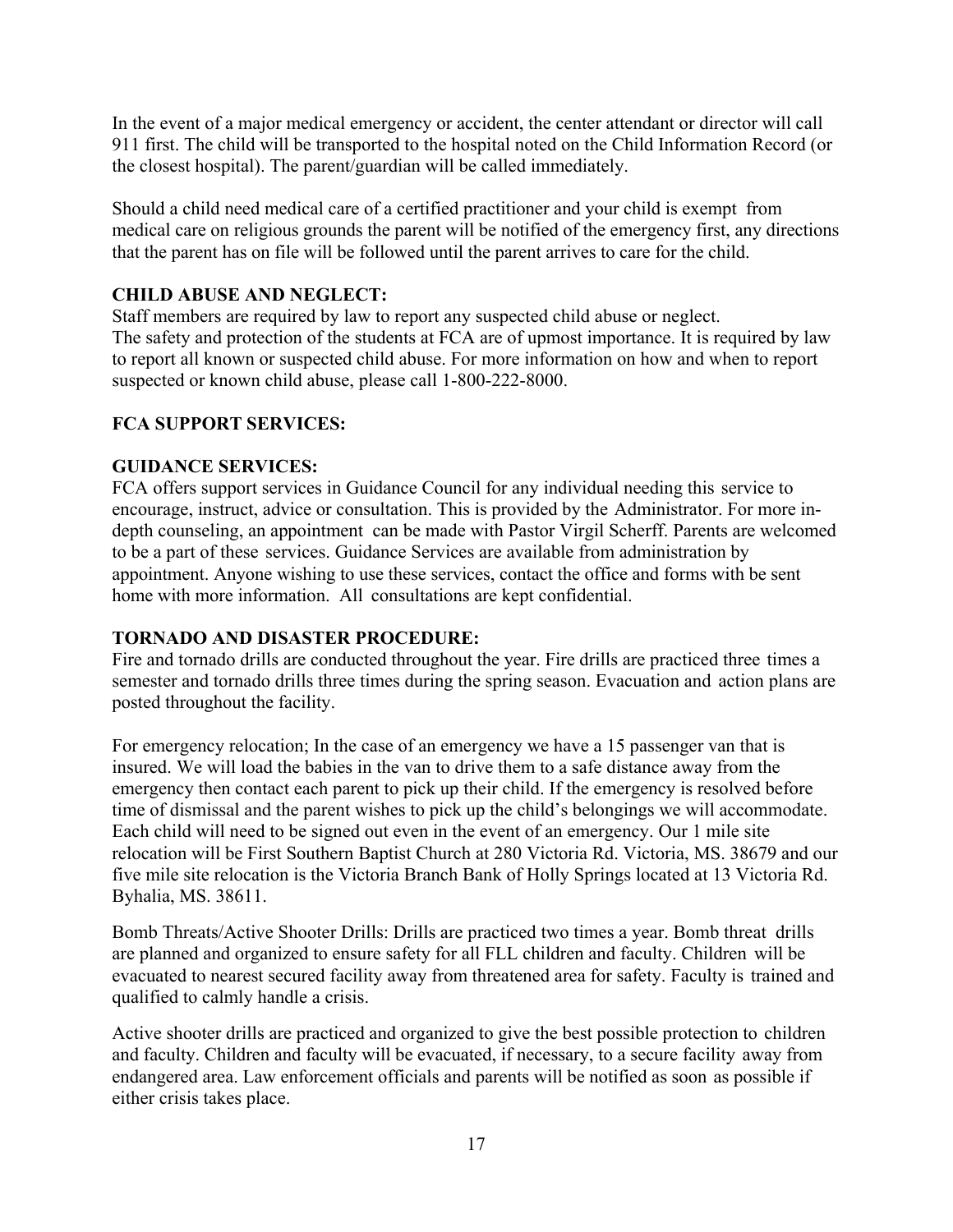In the event of a major medical emergency or accident, the center attendant or director will call 911 first. The child will be transported to the hospital noted on the Child Information Record (or the closest hospital). The parent/guardian will be called immediately.

Should a child need medical care of a certified practitioner and your child is exempt from medical care on religious grounds the parent will be notified of the emergency first, any directions that the parent has on file will be followed until the parent arrives to care for the child.

**CHILD ABUSE AND NEGLECT:**

Staff members are required by law to report any suspected child abuse or neglect.
The safety and protection of the students at FCA are of upmost importance. It is required by law to report all known or suspected child abuse. For more information on how and when to report suspected or known child abuse, please call 1-800-222-8000.

**FCA SUPPORT SERVICES:**

**GUIDANCE SERVICES:**

FCA offers support services in Guidance Council for any individual needing this service to encourage, instruct, advice or consultation. This is provided by the Administrator. For more in-depth counseling, an appointment can be made with Pastor Virgil Scherff. Parents are welcomed to be a part of these services. Guidance Services are available from administration by appointment. Anyone wishing to use these services, contact the office and forms with be sent home with more information. All consultations are kept confidential.

**TORNADO AND DISASTER PROCEDURE:**

Fire and tornado drills are conducted throughout the year. Fire drills are practiced three times a semester and tornado drills three times during the spring season. Evacuation and action plans are posted throughout the facility.

For emergency relocation; In the case of an emergency we have a 15 passenger van that is insured. We will load the babies in the van to drive them to a safe distance away from the emergency then contact each parent to pick up their child. If the emergency is resolved before time of dismissal and the parent wishes to pick up the child's belongings we will accommodate. Each child will need to be signed out even in the event of an emergency. Our 1 mile site relocation will be First Southern Baptist Church at 280 Victoria Rd. Victoria, MS. 38679 and our five mile site relocation is the Victoria Branch Bank of Holly Springs located at 13 Victoria Rd. Byhalia, MS. 38611.

Bomb Threats/Active Shooter Drills: Drills are practiced two times a year. Bomb threat drills are planned and organized to ensure safety for all FLL children and faculty. Children will be evacuated to nearest secured facility away from threatened area for safety. Faculty is trained and qualified to calmly handle a crisis.

Active shooter drills are practiced and organized to give the best possible protection to children and faculty. Children and faculty will be evacuated, if necessary, to a secure facility away from endangered area. Law enforcement officials and parents will be notified as soon as possible if either crisis takes place.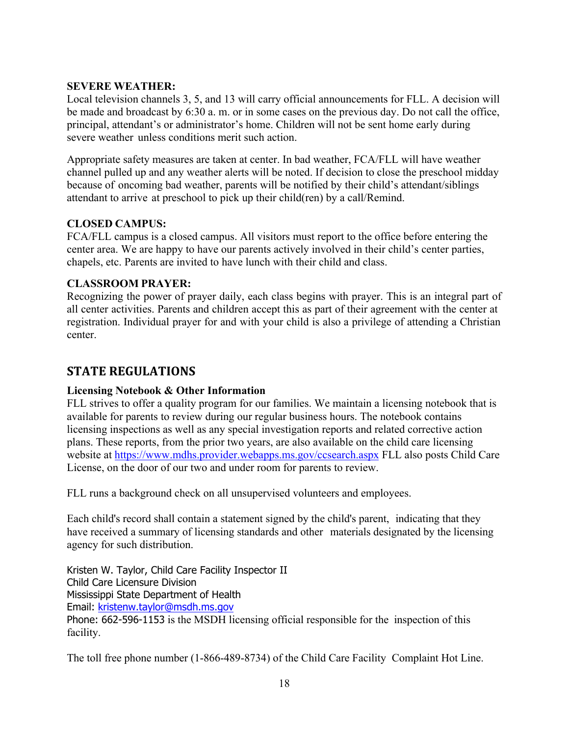**SEVERE WEATHER:**
Local television channels 3, 5, and 13 will carry official announcements for FLL. A decision will be made and broadcast by 6:30 a. m. or in some cases on the previous day. Do not call the office, principal, attendant's or administrator's home. Children will not be sent home early during severe weather unless conditions merit such action.

Appropriate safety measures are taken at center. In bad weather, FCA/FLL will have weather channel pulled up and any weather alerts will be noted. If decision to close the preschool midday because of oncoming bad weather, parents will be notified by their child's attendant/siblings attendant to arrive at preschool to pick up their child(ren) by a call/Remind.

**CLOSED CAMPUS:**
FCA/FLL campus is a closed campus. All visitors must report to the office before entering the center area. We are happy to have our parents actively involved in their child's center parties, chapels, etc. Parents are invited to have lunch with their child and class.

**CLASSROOM PRAYER:**
Recognizing the power of prayer daily, each class begins with prayer. This is an integral part of all center activities. Parents and children accept this as part of their agreement with the center at registration. Individual prayer for and with your child is also a privilege of attending a Christian center.

## STATE REGULATIONS

**Licensing Notebook & Other Information**
FLL strives to offer a quality program for our families. We maintain a licensing notebook that is available for parents to review during our regular business hours. The notebook contains licensing inspections as well as any special investigation reports and related corrective action plans. These reports, from the prior two years, are also available on the child care licensing website at https://www.mdhs.provider.webapps.ms.gov/ccsearch.aspx FLL also posts Child Care License, on the door of our two and under room for parents to review.

FLL runs a background check on all unsupervised volunteers and employees.

Each child's record shall contain a statement signed by the child's parent, indicating that they have received a summary of licensing standards and other materials designated by the licensing agency for such distribution.

Kristen W. Taylor, Child Care Facility Inspector II
Child Care Licensure Division
Mississippi State Department of Health
Email: kristenw.taylor@msdh.ms.gov
Phone: 662-596-1153 is the MSDH licensing official responsible for the inspection of this facility.

The toll free phone number (1-866-489-8734) of the Child Care Facility Complaint Hot Line.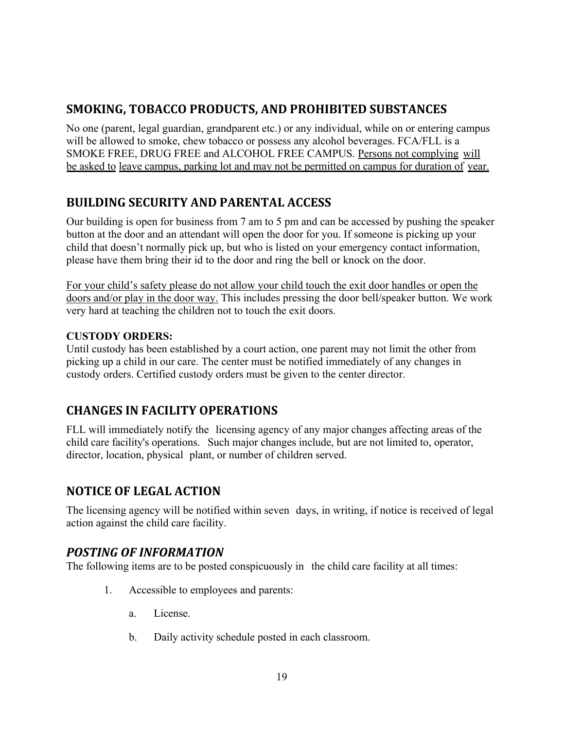## SMOKING, TOBACCO PRODUCTS, AND PROHIBITED SUBSTANCES

No one (parent, legal guardian, grandparent etc.) or any individual, while on or entering campus will be allowed to smoke, chew tobacco or possess any alcohol beverages. FCA/FLL is a SMOKE FREE, DRUG FREE and ALCOHOL FREE CAMPUS. <u>Persons not complying will be asked to leave campus, parking lot and may not be permitted on campus for duration of year.</u>

## BUILDING SECURITY AND PARENTAL ACCESS

Our building is open for business from 7 am to 5 pm and can be accessed by pushing the speaker button at the door and an attendant will open the door for you. If someone is picking up your child that doesn't normally pick up, but who is listed on your emergency contact information, please have them bring their id to the door and ring the bell or knock on the door.

<u>For your child's safety please do not allow your child touch the exit door handles or open the doors and/or play in the door way.</u> This includes pressing the door bell/speaker button. We work very hard at teaching the children not to touch the exit doors.

**CUSTODY ORDERS:**

Until custody has been established by a court action, one parent may not limit the other from picking up a child in our care. The center must be notified immediately of any changes in custody orders. Certified custody orders must be given to the center director.

## CHANGES IN FACILITY OPERATIONS

FLL will immediately notify the licensing agency of any major changes affecting areas of the child care facility's operations. Such major changes include, but are not limited to, operator, director, location, physical plant, or number of children served.

## NOTICE OF LEGAL ACTION

The licensing agency will be notified within seven days, in writing, if notice is received of legal action against the child care facility.

## *POSTING OF INFORMATION*

The following items are to be posted conspicuously in the child care facility at all times:

1. Accessible to employees and parents:

   a. License.

   b. Daily activity schedule posted in each classroom.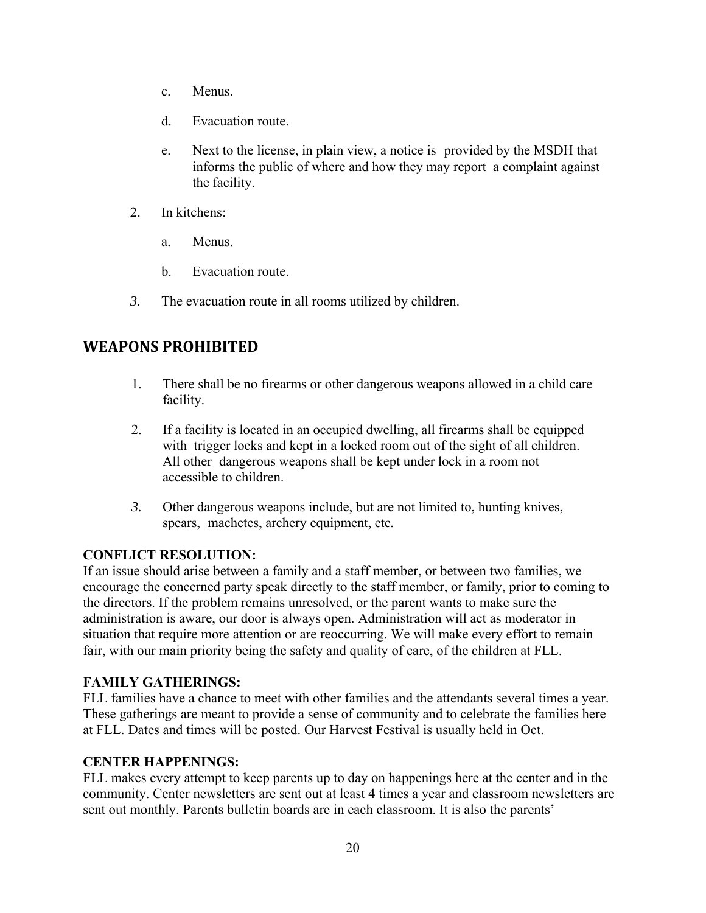c. Menus.

d. Evacuation route.

e. Next to the license, in plain view, a notice is provided by the MSDH that informs the public of where and how they may report a complaint against the facility.

2. In kitchens:

   a. Menus.

   b. Evacuation route.

3. The evacuation route in all rooms utilized by children.

## WEAPONS PROHIBITED

1. There shall be no firearms or other dangerous weapons allowed in a child care facility.

2. If a facility is located in an occupied dwelling, all firearms shall be equipped with trigger locks and kept in a locked room out of the sight of all children. All other dangerous weapons shall be kept under lock in a room not accessible to children.

3. Other dangerous weapons include, but are not limited to, hunting knives, spears, machetes, archery equipment, etc.

**CONFLICT RESOLUTION:**
If an issue should arise between a family and a staff member, or between two families, we encourage the concerned party speak directly to the staff member, or family, prior to coming to the directors. If the problem remains unresolved, or the parent wants to make sure the administration is aware, our door is always open. Administration will act as moderator in situation that require more attention or are reoccurring. We will make every effort to remain fair, with our main priority being the safety and quality of care, of the children at FLL.

**FAMILY GATHERINGS:**
FLL families have a chance to meet with other families and the attendants several times a year. These gatherings are meant to provide a sense of community and to celebrate the families here at FLL. Dates and times will be posted. Our Harvest Festival is usually held in Oct.

**CENTER HAPPENINGS:**
FLL makes every attempt to keep parents up to day on happenings here at the center and in the community. Center newsletters are sent out at least 4 times a year and classroom newsletters are sent out monthly. Parents bulletin boards are in each classroom. It is also the parents'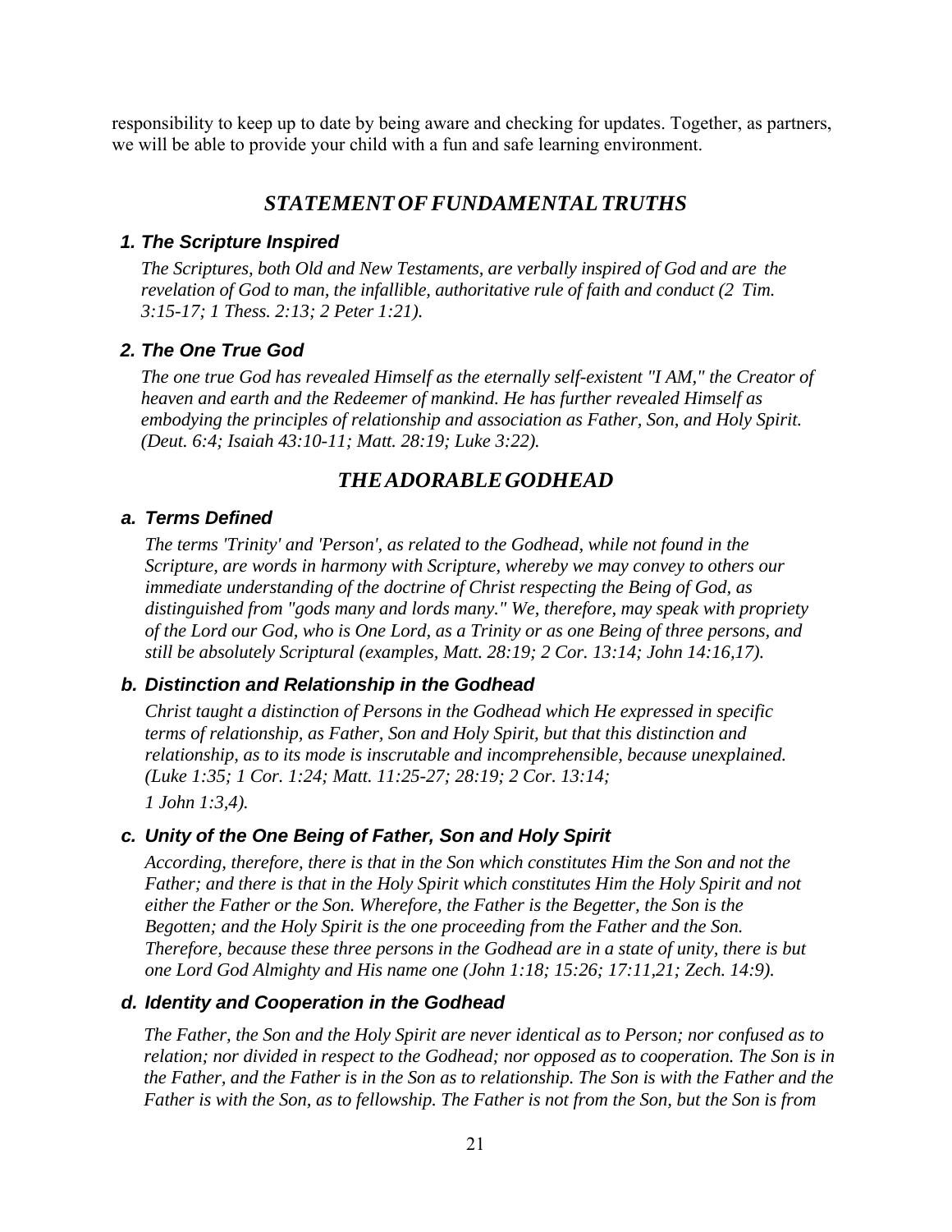responsibility to keep up to date by being aware and checking for updates. Together, as partners, we will be able to provide your child with a fun and safe learning environment.

## *STATEMENT OF FUNDAMENTAL TRUTHS*

### *1. The Scripture Inspired*

*The Scriptures, both Old and New Testaments, are verbally inspired of God and are the revelation of God to man, the infallible, authoritative rule of faith and conduct (2 Tim. 3:15-17; 1 Thess. 2:13; 2 Peter 1:21).*

### *2. The One True God*

*The one true God has revealed Himself as the eternally self-existent "I AM," the Creator of heaven and earth and the Redeemer of mankind. He has further revealed Himself as embodying the principles of relationship and association as Father, Son, and Holy Spirit. (Deut. 6:4; Isaiah 43:10-11; Matt. 28:19; Luke 3:22).*

## *THE ADORABLE GODHEAD*

### *a. Terms Defined*

*The terms 'Trinity' and 'Person', as related to the Godhead, while not found in the Scripture, are words in harmony with Scripture, whereby we may convey to others our immediate understanding of the doctrine of Christ respecting the Being of God, as distinguished from "gods many and lords many." We, therefore, may speak with propriety of the Lord our God, who is One Lord, as a Trinity or as one Being of three persons, and still be absolutely Scriptural (examples, Matt. 28:19; 2 Cor. 13:14; John 14:16,17).*

### *b. Distinction and Relationship in the Godhead*

*Christ taught a distinction of Persons in the Godhead which He expressed in specific terms of relationship, as Father, Son and Holy Spirit, but that this distinction and relationship, as to its mode is inscrutable and incomprehensible, because unexplained. (Luke 1:35; 1 Cor. 1:24; Matt. 11:25-27; 28:19; 2 Cor. 13:14; 1 John 1:3,4).*

### *c. Unity of the One Being of Father, Son and Holy Spirit*

*According, therefore, there is that in the Son which constitutes Him the Son and not the Father; and there is that in the Holy Spirit which constitutes Him the Holy Spirit and not either the Father or the Son. Wherefore, the Father is the Begetter, the Son is the Begotten; and the Holy Spirit is the one proceeding from the Father and the Son. Therefore, because these three persons in the Godhead are in a state of unity, there is but one Lord God Almighty and His name one (John 1:18; 15:26; 17:11,21; Zech. 14:9).*

### *d. Identity and Cooperation in the Godhead*

*The Father, the Son and the Holy Spirit are never identical as to Person; nor confused as to relation; nor divided in respect to the Godhead; nor opposed as to cooperation. The Son is in the Father, and the Father is in the Son as to relationship. The Son is with the Father and the Father is with the Son, as to fellowship. The Father is not from the Son, but the Son is from*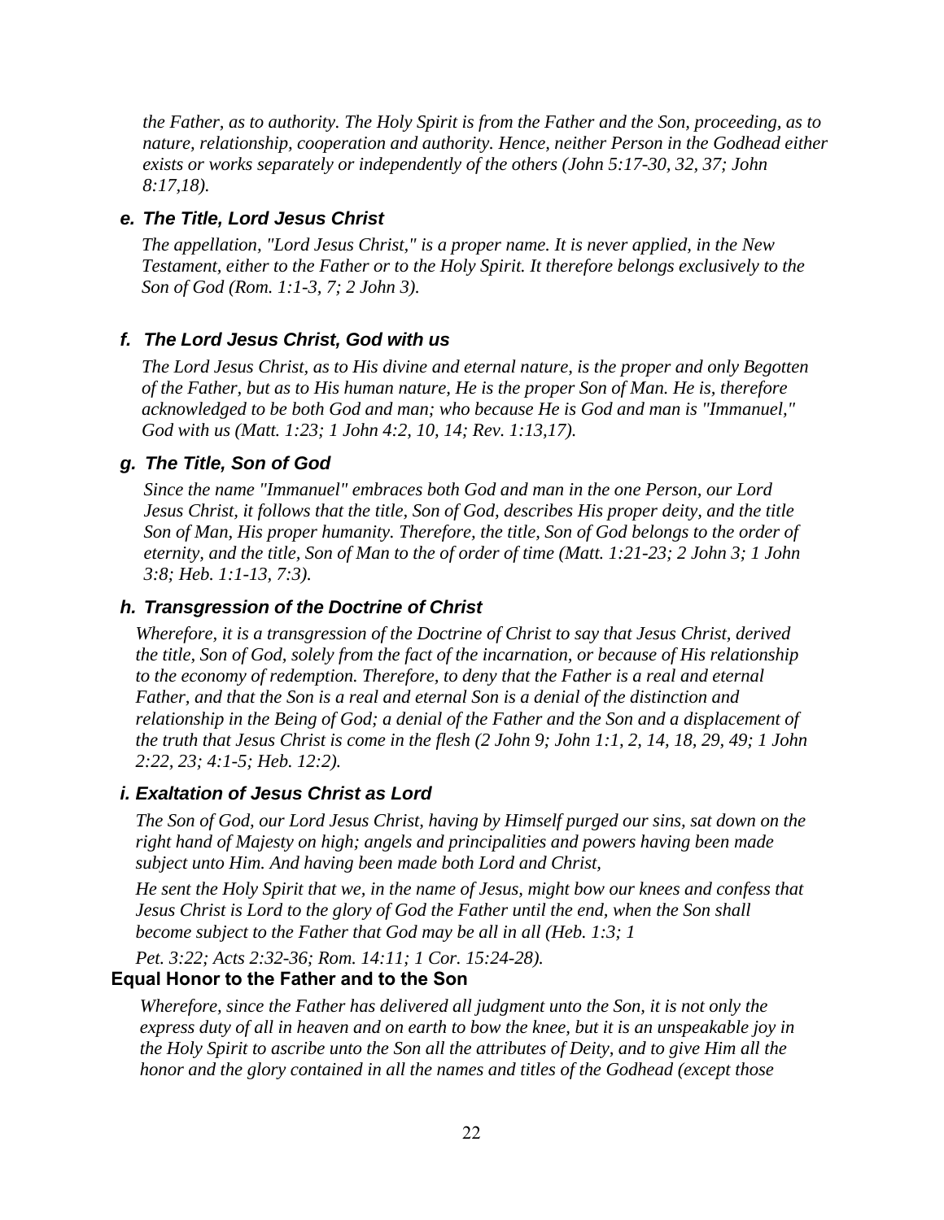*the Father, as to authority. The Holy Spirit is from the Father and the Son, proceeding, as to nature, relationship, cooperation and authority. Hence, neither Person in the Godhead either exists or works separately or independently of the others (John 5:17-30, 32, 37; John 8:17,18).*

#### *e. The Title, Lord Jesus Christ*

*The appellation, "Lord Jesus Christ," is a proper name. It is never applied, in the New Testament, either to the Father or to the Holy Spirit. It therefore belongs exclusively to the Son of God (Rom. 1:1-3, 7; 2 John 3).*

#### *f. The Lord Jesus Christ, God with us*

*The Lord Jesus Christ, as to His divine and eternal nature, is the proper and only Begotten of the Father, but as to His human nature, He is the proper Son of Man. He is, therefore acknowledged to be both God and man; who because He is God and man is "Immanuel," God with us (Matt. 1:23; 1 John 4:2, 10, 14; Rev. 1:13,17).*

#### *g. The Title, Son of God*

*Since the name "Immanuel" embraces both God and man in the one Person, our Lord Jesus Christ, it follows that the title, Son of God, describes His proper deity, and the title Son of Man, His proper humanity. Therefore, the title, Son of God belongs to the order of eternity, and the title, Son of Man to the of order of time (Matt. 1:21-23; 2 John 3; 1 John 3:8; Heb. 1:1-13, 7:3).*

#### *h. Transgression of the Doctrine of Christ*

*Wherefore, it is a transgression of the Doctrine of Christ to say that Jesus Christ, derived the title, Son of God, solely from the fact of the incarnation, or because of His relationship to the economy of redemption. Therefore, to deny that the Father is a real and eternal Father, and that the Son is a real and eternal Son is a denial of the distinction and relationship in the Being of God; a denial of the Father and the Son and a displacement of the truth that Jesus Christ is come in the flesh (2 John 9; John 1:1, 2, 14, 18, 29, 49; 1 John 2:22, 23; 4:1-5; Heb. 12:2).*

#### *i. Exaltation of Jesus Christ as Lord*

*The Son of God, our Lord Jesus Christ, having by Himself purged our sins, sat down on the right hand of Majesty on high; angels and principalities and powers having been made subject unto Him. And having been made both Lord and Christ,*

*He sent the Holy Spirit that we, in the name of Jesus, might bow our knees and confess that Jesus Christ is Lord to the glory of God the Father until the end, when the Son shall become subject to the Father that God may be all in all (Heb. 1:3; 1 Pet. 3:22; Acts 2:32-36; Rom. 14:11; 1 Cor. 15:24-28).*

#### Equal Honor to the Father and to the Son

*Wherefore, since the Father has delivered all judgment unto the Son, it is not only the express duty of all in heaven and on earth to bow the knee, but it is an unspeakable joy in the Holy Spirit to ascribe unto the Son all the attributes of Deity, and to give Him all the honor and the glory contained in all the names and titles of the Godhead (except those*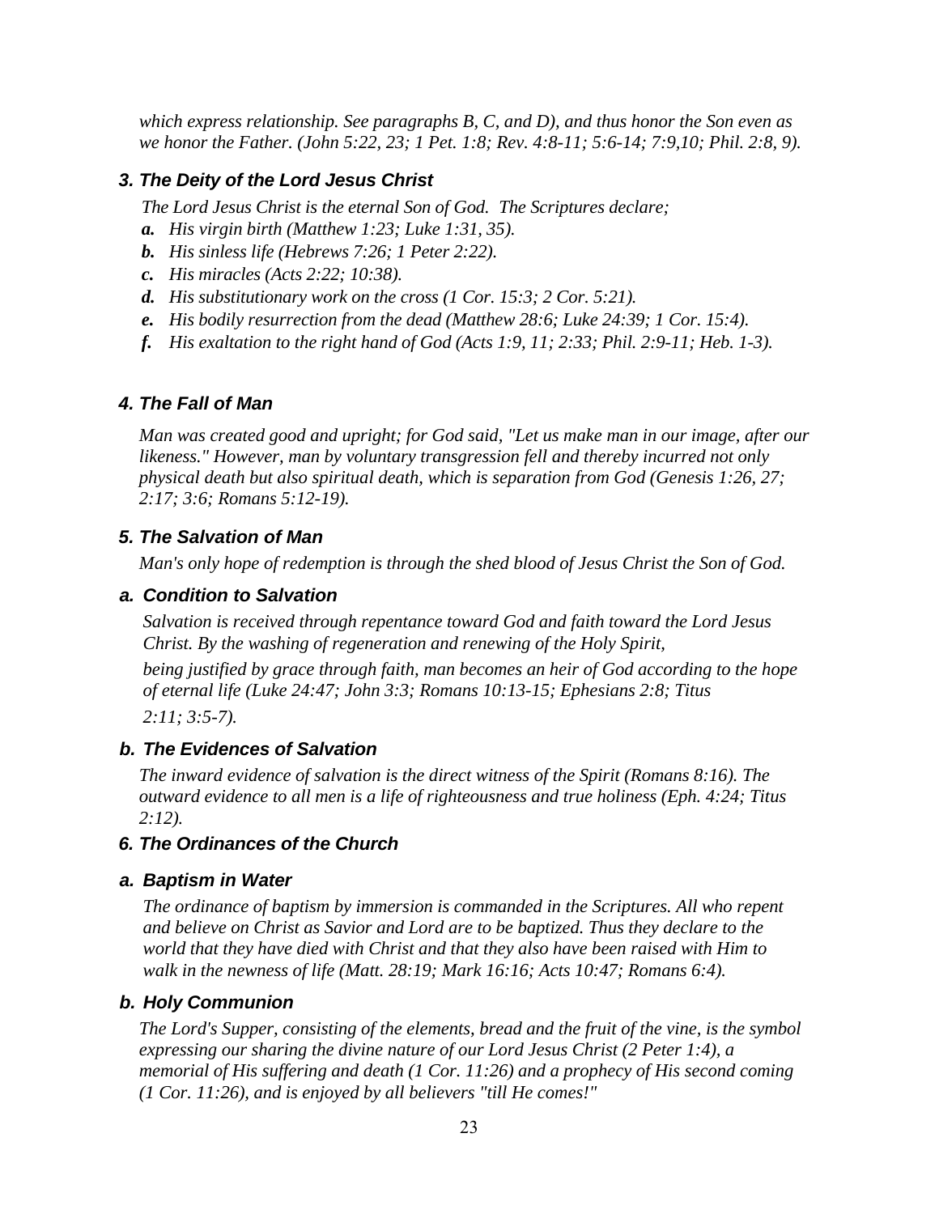*which express relationship. See paragraphs B, C, and D), and thus honor the Son even as we honor the Father. (John 5:22, 23; 1 Pet. 1:8; Rev. 4:8-11; 5:6-14; 7:9,10; Phil. 2:8, 9).*

### *3. The Deity of the Lord Jesus Christ*

*The Lord Jesus Christ is the eternal Son of God. The Scriptures declare;*

- ***a.*** *His virgin birth (Matthew 1:23; Luke 1:31, 35).*
- ***b.*** *His sinless life (Hebrews 7:26; 1 Peter 2:22).*
- ***c.*** *His miracles (Acts 2:22; 10:38).*
- ***d.*** *His substitutionary work on the cross (1 Cor. 15:3; 2 Cor. 5:21).*
- ***e.*** *His bodily resurrection from the dead (Matthew 28:6; Luke 24:39; 1 Cor. 15:4).*
- ***f.*** *His exaltation to the right hand of God (Acts 1:9, 11; 2:33; Phil. 2:9-11; Heb. 1-3).*

### *4. The Fall of Man*

*Man was created good and upright; for God said, "Let us make man in our image, after our likeness." However, man by voluntary transgression fell and thereby incurred not only physical death but also spiritual death, which is separation from God (Genesis 1:26, 27; 2:17; 3:6; Romans 5:12-19).*

### *5. The Salvation of Man*

*Man's only hope of redemption is through the shed blood of Jesus Christ the Son of God.*

#### *a. Condition to Salvation*

*Salvation is received through repentance toward God and faith toward the Lord Jesus Christ. By the washing of regeneration and renewing of the Holy Spirit,*

*being justified by grace through faith, man becomes an heir of God according to the hope of eternal life (Luke 24:47; John 3:3; Romans 10:13-15; Ephesians 2:8; Titus 2:11; 3:5-7).*

#### *b. The Evidences of Salvation*

*The inward evidence of salvation is the direct witness of the Spirit (Romans 8:16). The outward evidence to all men is a life of righteousness and true holiness (Eph. 4:24; Titus 2:12).*

### *6. The Ordinances of the Church*

#### *a. Baptism in Water*

*The ordinance of baptism by immersion is commanded in the Scriptures. All who repent and believe on Christ as Savior and Lord are to be baptized. Thus they declare to the world that they have died with Christ and that they also have been raised with Him to walk in the newness of life (Matt. 28:19; Mark 16:16; Acts 10:47; Romans 6:4).*

#### *b. Holy Communion*

*The Lord's Supper, consisting of the elements, bread and the fruit of the vine, is the symbol expressing our sharing the divine nature of our Lord Jesus Christ (2 Peter 1:4), a memorial of His suffering and death (1 Cor. 11:26) and a prophecy of His second coming (1 Cor. 11:26), and is enjoyed by all believers "till He comes!"*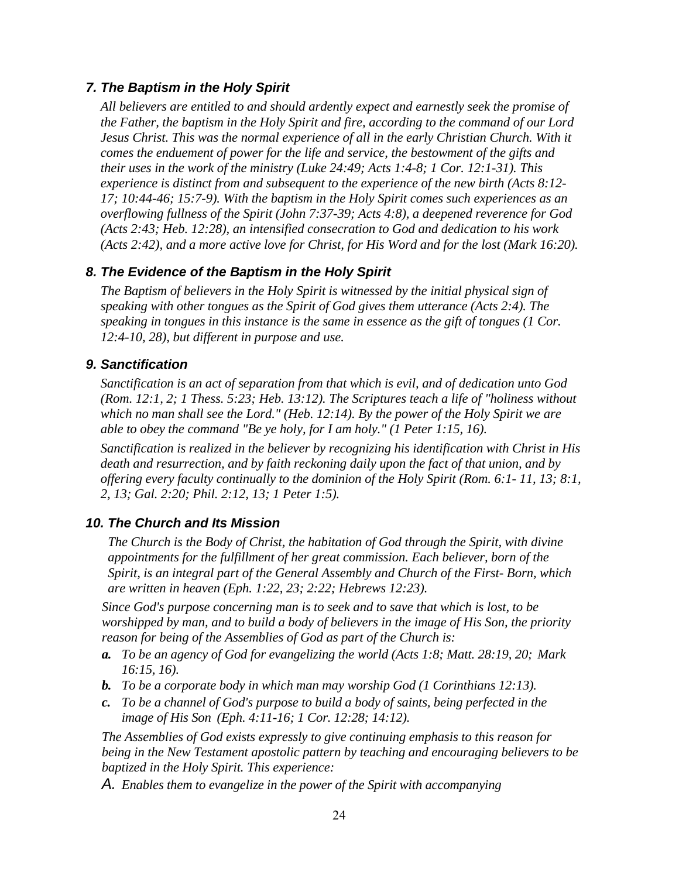### *7. The Baptism in the Holy Spirit*

*All believers are entitled to and should ardently expect and earnestly seek the promise of the Father, the baptism in the Holy Spirit and fire, according to the command of our Lord Jesus Christ. This was the normal experience of all in the early Christian Church. With it comes the enduement of power for the life and service, the bestowment of the gifts and their uses in the work of the ministry (Luke 24:49; Acts 1:4-8; 1 Cor. 12:1-31). This experience is distinct from and subsequent to the experience of the new birth (Acts 8:12-17; 10:44-46; 15:7-9). With the baptism in the Holy Spirit comes such experiences as an overflowing fullness of the Spirit (John 7:37-39; Acts 4:8), a deepened reverence for God (Acts 2:43; Heb. 12:28), an intensified consecration to God and dedication to his work (Acts 2:42), and a more active love for Christ, for His Word and for the lost (Mark 16:20).*

### *8. The Evidence of the Baptism in the Holy Spirit*

*The Baptism of believers in the Holy Spirit is witnessed by the initial physical sign of speaking with other tongues as the Spirit of God gives them utterance (Acts 2:4). The speaking in tongues in this instance is the same in essence as the gift of tongues (1 Cor. 12:4-10, 28), but different in purpose and use.*

### *9. Sanctification*

*Sanctification is an act of separation from that which is evil, and of dedication unto God (Rom. 12:1, 2; 1 Thess. 5:23; Heb. 13:12). The Scriptures teach a life of "holiness without which no man shall see the Lord." (Heb. 12:14). By the power of the Holy Spirit we are able to obey the command "Be ye holy, for I am holy." (1 Peter 1:15, 16).*

*Sanctification is realized in the believer by recognizing his identification with Christ in His death and resurrection, and by faith reckoning daily upon the fact of that union, and by offering every faculty continually to the dominion of the Holy Spirit (Rom. 6:1- 11, 13; 8:1, 2, 13; Gal. 2:20; Phil. 2:12, 13; 1 Peter 1:5).*

### *10. The Church and Its Mission*

*The Church is the Body of Christ, the habitation of God through the Spirit, with divine appointments for the fulfillment of her great commission. Each believer, born of the Spirit, is an integral part of the General Assembly and Church of the First- Born, which are written in heaven (Eph. 1:22, 23; 2:22; Hebrews 12:23).*

*Since God's purpose concerning man is to seek and to save that which is lost, to be worshipped by man, and to build a body of believers in the image of His Son, the priority reason for being of the Assemblies of God as part of the Church is:*

- ***a.*** *To be an agency of God for evangelizing the world (Acts 1:8; Matt. 28:19, 20; Mark 16:15, 16).*
- ***b.*** *To be a corporate body in which man may worship God (1 Corinthians 12:13).*
- ***c.*** *To be a channel of God's purpose to build a body of saints, being perfected in the image of His Son (Eph. 4:11-16; 1 Cor. 12:28; 14:12).*

*The Assemblies of God exists expressly to give continuing emphasis to this reason for being in the New Testament apostolic pattern by teaching and encouraging believers to be baptized in the Holy Spirit. This experience:*

*A. Enables them to evangelize in the power of the Spirit with accompanying*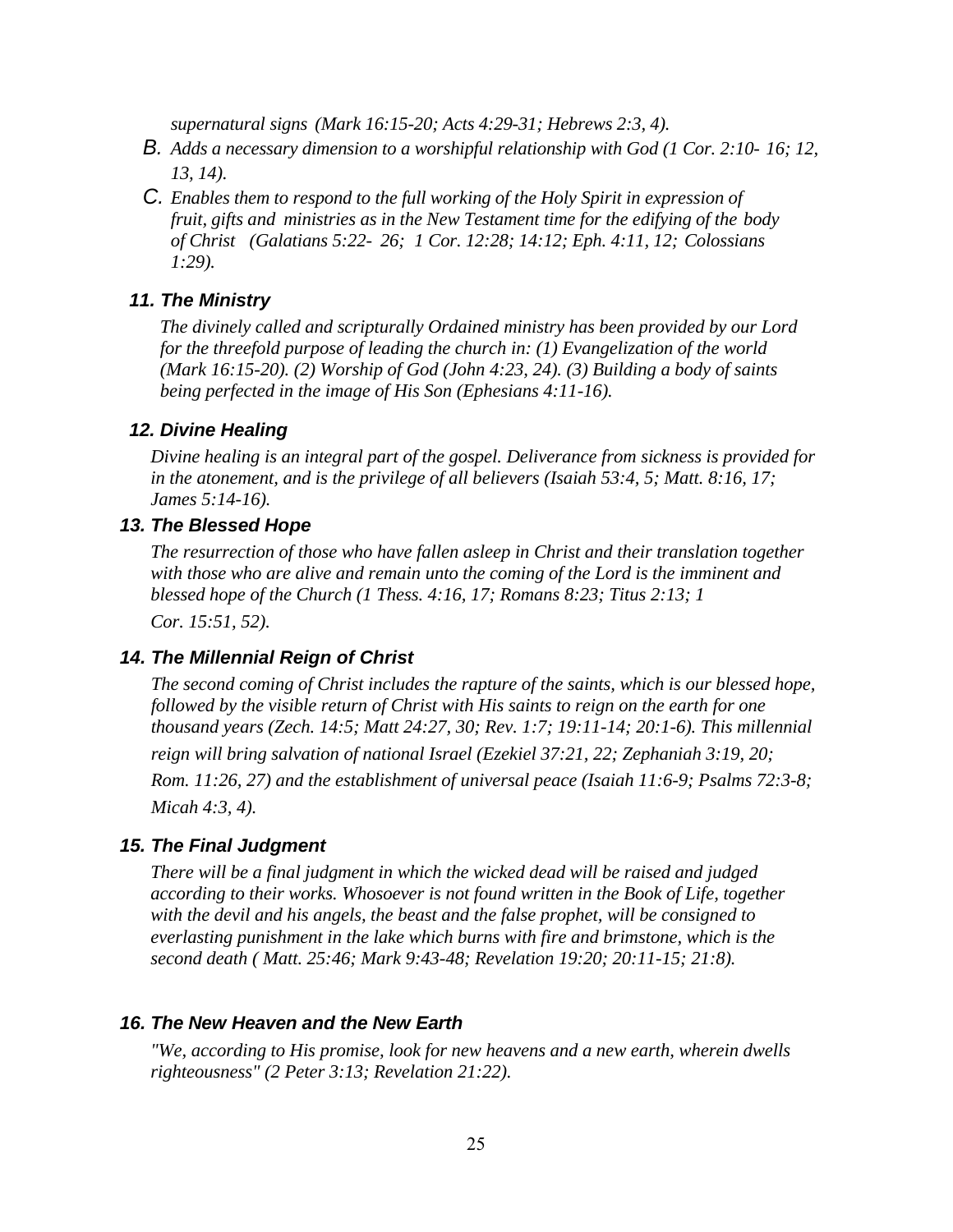*supernatural signs (Mark 16:15-20; Acts 4:29-31; Hebrews 2:3, 4).*

B. *Adds a necessary dimension to a worshipful relationship with God (1 Cor. 2:10- 16; 12, 13, 14).*

C. *Enables them to respond to the full working of the Holy Spirit in expression of fruit, gifts and ministries as in the New Testament time for the edifying of the body of Christ (Galatians 5:22- 26; 1 Cor. 12:28; 14:12; Eph. 4:11, 12; Colossians 1:29).*

### *11. The Ministry*

*The divinely called and scripturally Ordained ministry has been provided by our Lord for the threefold purpose of leading the church in: (1) Evangelization of the world (Mark 16:15-20). (2) Worship of God (John 4:23, 24). (3) Building a body of saints being perfected in the image of His Son (Ephesians 4:11-16).*

### *12. Divine Healing*

*Divine healing is an integral part of the gospel. Deliverance from sickness is provided for in the atonement, and is the privilege of all believers (Isaiah 53:4, 5; Matt. 8:16, 17; James 5:14-16).*

### *13. The Blessed Hope*

*The resurrection of those who have fallen asleep in Christ and their translation together with those who are alive and remain unto the coming of the Lord is the imminent and blessed hope of the Church (1 Thess. 4:16, 17; Romans 8:23; Titus 2:13; 1 Cor. 15:51, 52).*

### *14. The Millennial Reign of Christ*

*The second coming of Christ includes the rapture of the saints, which is our blessed hope, followed by the visible return of Christ with His saints to reign on the earth for one thousand years (Zech. 14:5; Matt 24:27, 30; Rev. 1:7; 19:11-14; 20:1-6). This millennial reign will bring salvation of national Israel (Ezekiel 37:21, 22; Zephaniah 3:19, 20; Rom. 11:26, 27) and the establishment of universal peace (Isaiah 11:6-9; Psalms 72:3-8; Micah 4:3, 4).*

### *15. The Final Judgment*

*There will be a final judgment in which the wicked dead will be raised and judged according to their works. Whosoever is not found written in the Book of Life, together with the devil and his angels, the beast and the false prophet, will be consigned to everlasting punishment in the lake which burns with fire and brimstone, which is the second death ( Matt. 25:46; Mark 9:43-48; Revelation 19:20; 20:11-15; 21:8).*

### *16. The New Heaven and the New Earth*

*"We, according to His promise, look for new heavens and a new earth, wherein dwells righteousness" (2 Peter 3:13; Revelation 21:22).*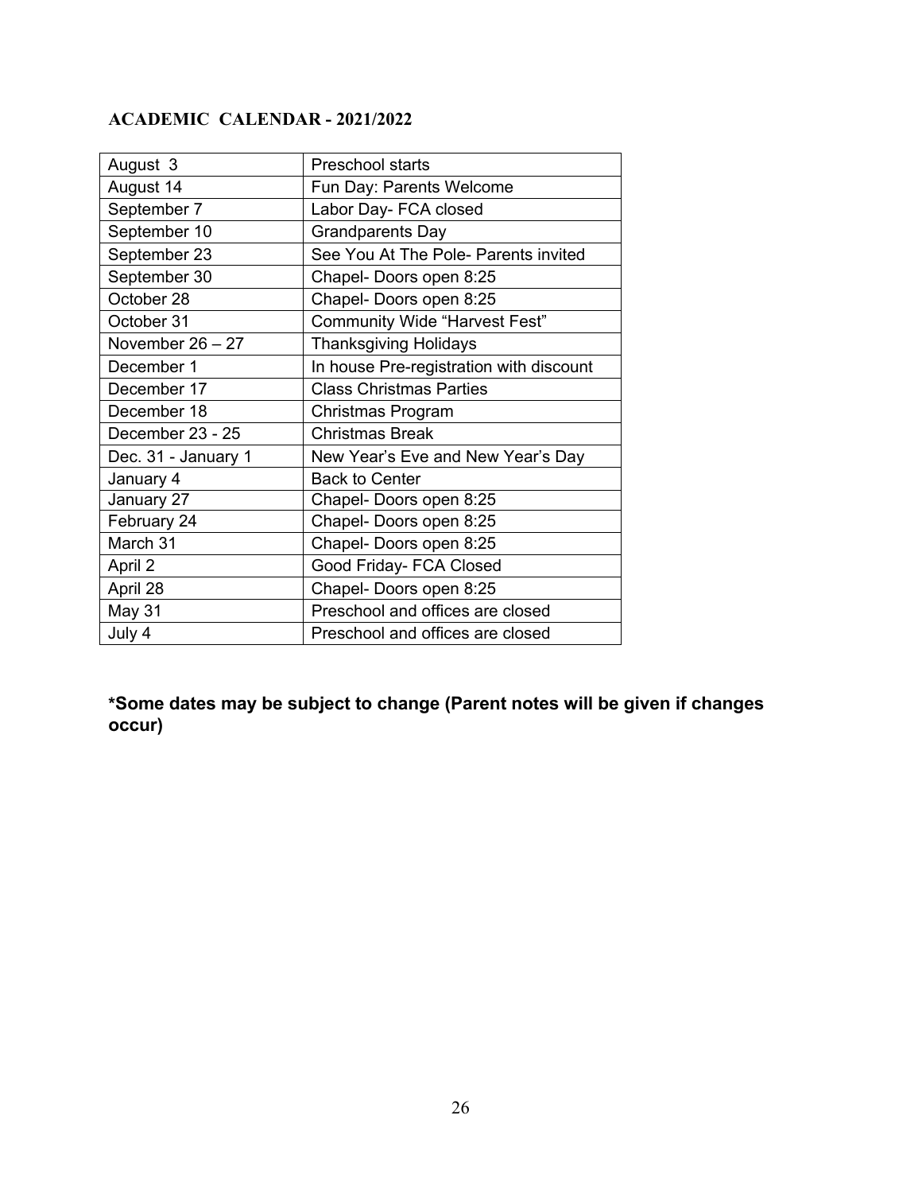## ACADEMIC CALENDAR - 2021/2022

| | |
|---|---|
| August 3 | Preschool starts |
| August 14 | Fun Day: Parents Welcome |
| September 7 | Labor Day- FCA closed |
| September 10 | Grandparents Day |
| September 23 | See You At The Pole- Parents invited |
| September 30 | Chapel- Doors open 8:25 |
| October 28 | Chapel- Doors open 8:25 |
| October 31 | Community Wide "Harvest Fest" |
| November 26 – 27 | Thanksgiving Holidays |
| December 1 | In house Pre-registration with discount |
| December 17 | Class Christmas Parties |
| December 18 | Christmas Program |
| December 23 - 25 | Christmas Break |
| Dec. 31 - January 1 | New Year's Eve and New Year's Day |
| January 4 | Back to Center |
| January 27 | Chapel- Doors open 8:25 |
| February 24 | Chapel- Doors open 8:25 |
| March 31 | Chapel- Doors open 8:25 |
| April 2 | Good Friday- FCA Closed |
| April 28 | Chapel- Doors open 8:25 |
| May 31 | Preschool and offices are closed |
| July 4 | Preschool and offices are closed |

**\*Some dates may be subject to change (Parent notes will be given if changes occur)**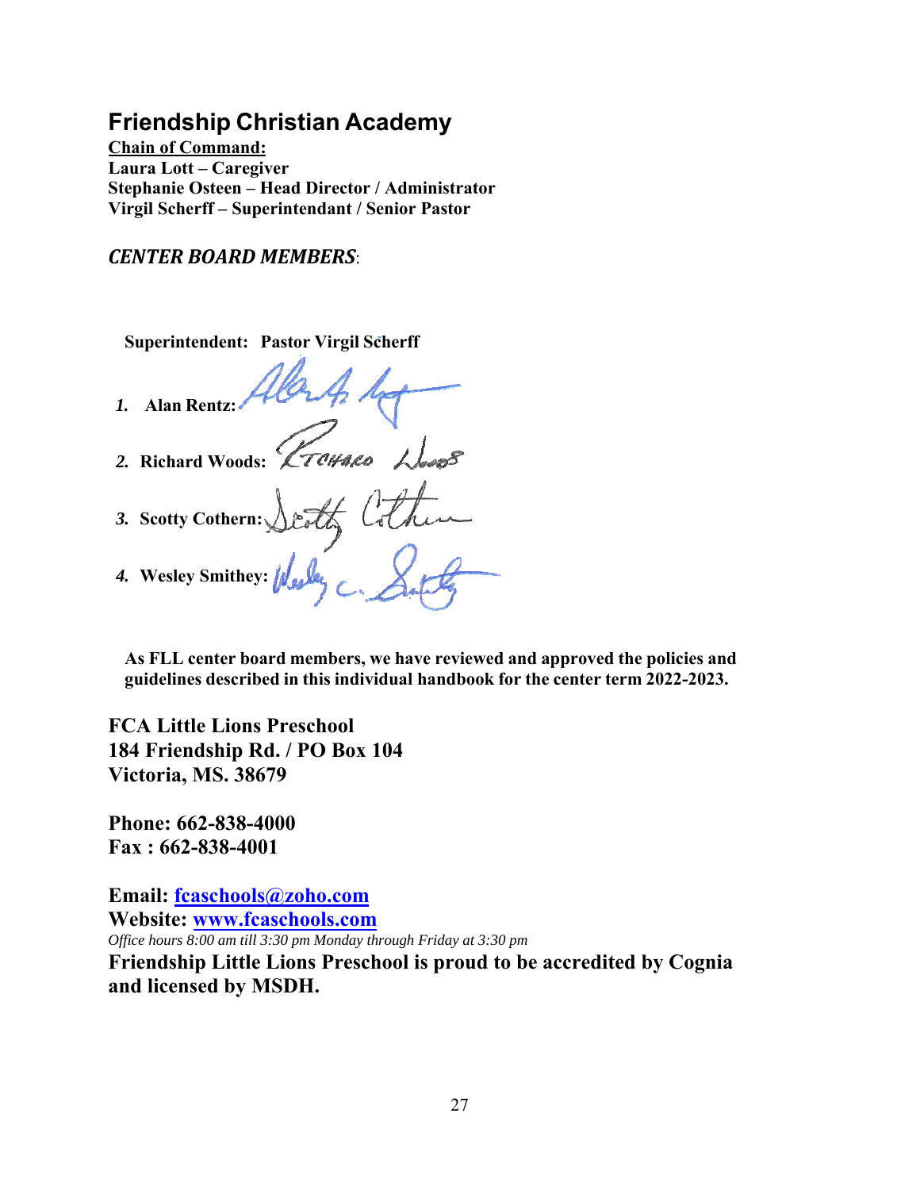## Friendship Christian Academy

**Chain of Command:**
**Laura Lott – Caregiver**
**Stephanie Osteen – Head Director / Administrator**
**Virgil Scherff – Superintendant / Senior Pastor**

***CENTER BOARD MEMBERS***:

**Superintendent: Pastor Virgil Scherff**

1. **Alan Rentz:**
2. **Richard Woods:**
3. **Scotty Cothern:**
4. **Wesley Smithey:**

**As FLL center board members, we have reviewed and approved the policies and guidelines described in this individual handbook for the center term 2022-2023.**

**FCA Little Lions Preschool**
**184 Friendship Rd. / PO Box 104**
**Victoria, MS. 38679**

**Phone: 662-838-4000**
**Fax : 662-838-4001**

**Email: fcaschools@zoho.com**
**Website: www.fcaschools.com**
*Office hours 8:00 am till 3:30 pm Monday through Friday at 3:30 pm*
**Friendship Little Lions Preschool is proud to be accredited by Cognia and licensed by MSDH.**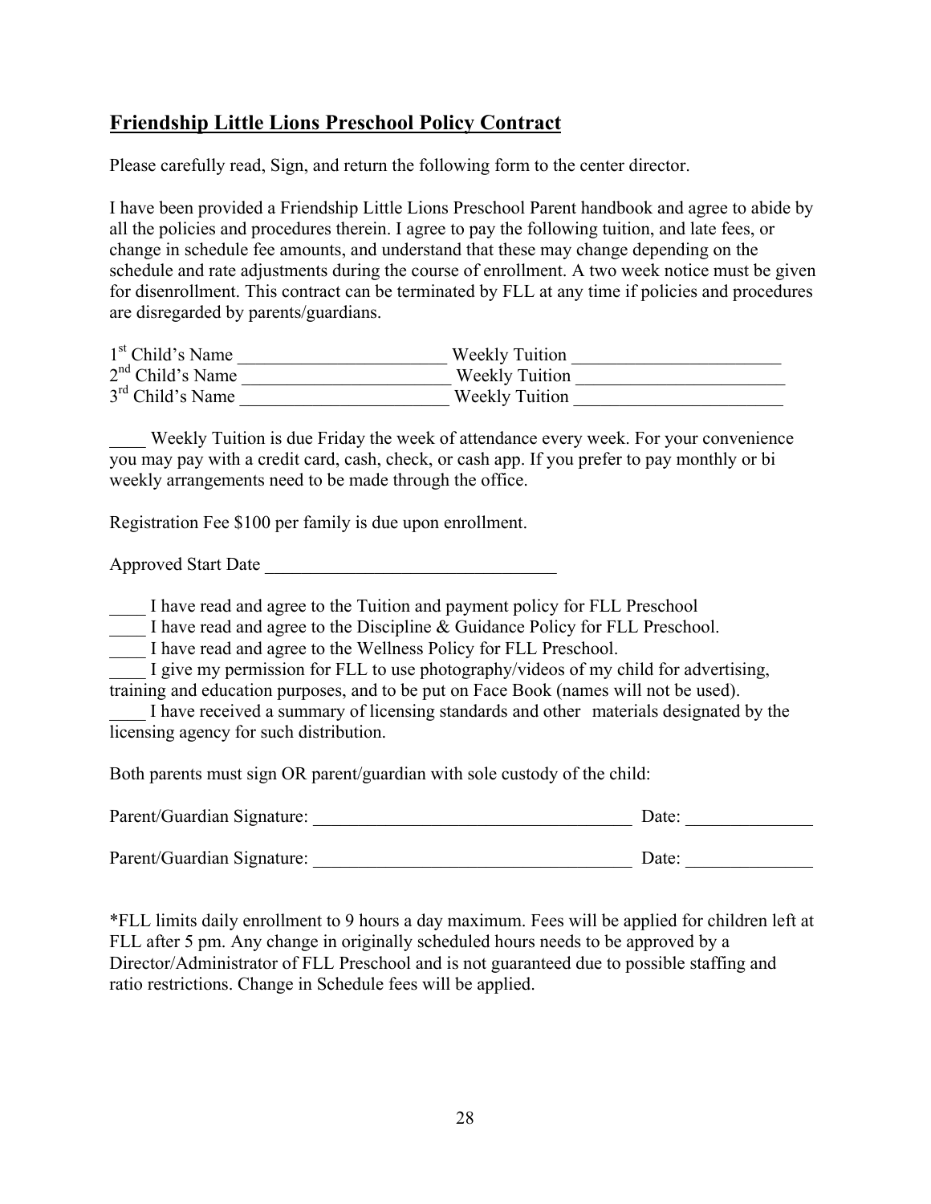## Friendship Little Lions Preschool Policy Contract

Please carefully read, Sign, and return the following form to the center director.

I have been provided a Friendship Little Lions Preschool Parent handbook and agree to abide by all the policies and procedures therein. I agree to pay the following tuition, and late fees, or change in schedule fee amounts, and understand that these may change depending on the schedule and rate adjustments during the course of enrollment. A two week notice must be given for disenrollment. This contract can be terminated by FLL at any time if policies and procedures are disregarded by parents/guardians.

1st Child's Name ________________________ Weekly Tuition ________________________
2nd Child's Name ________________________ Weekly Tuition ________________________
3rd Child's Name ________________________ Weekly Tuition ________________________

____ Weekly Tuition is due Friday the week of attendance every week. For your convenience you may pay with a credit card, cash, check, or cash app. If you prefer to pay monthly or bi weekly arrangements need to be made through the office.

Registration Fee $100 per family is due upon enrollment.

Approved Start Date ________________________________

____ I have read and agree to the Tuition and payment policy for FLL Preschool
____ I have read and agree to the Discipline & Guidance Policy for FLL Preschool.
____ I have read and agree to the Wellness Policy for FLL Preschool.
____ I give my permission for FLL to use photography/videos of my child for advertising, training and education purposes, and to be put on Face Book (names will not be used).
____ I have received a summary of licensing standards and other materials designated by the licensing agency for such distribution.

Both parents must sign OR parent/guardian with sole custody of the child:

Parent/Guardian Signature: ___________________________________ Date: ______________

Parent/Guardian Signature: ___________________________________ Date: ______________

*FLL limits daily enrollment to 9 hours a day maximum. Fees will be applied for children left at FLL after 5 pm. Any change in originally scheduled hours needs to be approved by a Director/Administrator of FLL Preschool and is not guaranteed due to possible staffing and ratio restrictions. Change in Schedule fees will be applied.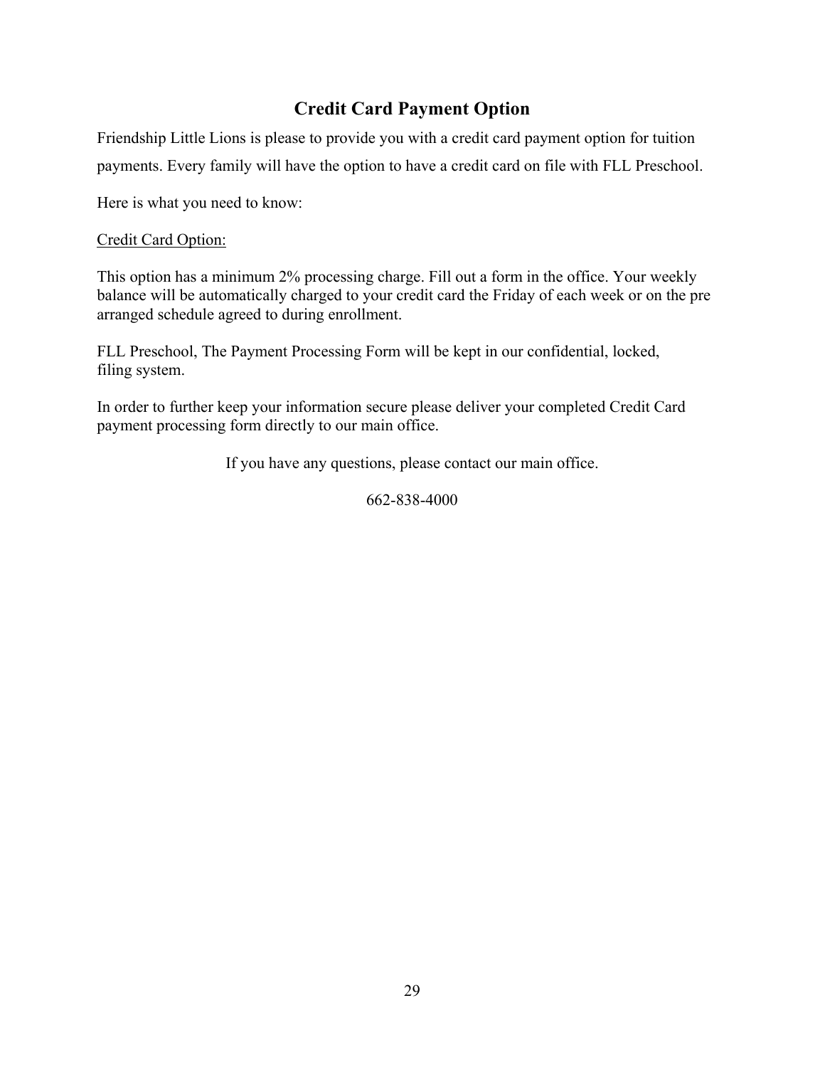## Credit Card Payment Option

Friendship Little Lions is please to provide you with a credit card payment option for tuition payments. Every family will have the option to have a credit card on file with FLL Preschool.

Here is what you need to know:

<u>Credit Card Option:</u>

This option has a minimum 2% processing charge. Fill out a form in the office. Your weekly balance will be automatically charged to your credit card the Friday of each week or on the pre arranged schedule agreed to during enrollment.

FLL Preschool, The Payment Processing Form will be kept in our confidential, locked, filing system.

In order to further keep your information secure please deliver your completed Credit Card payment processing form directly to our main office.

If you have any questions, please contact our main office.

662-838-4000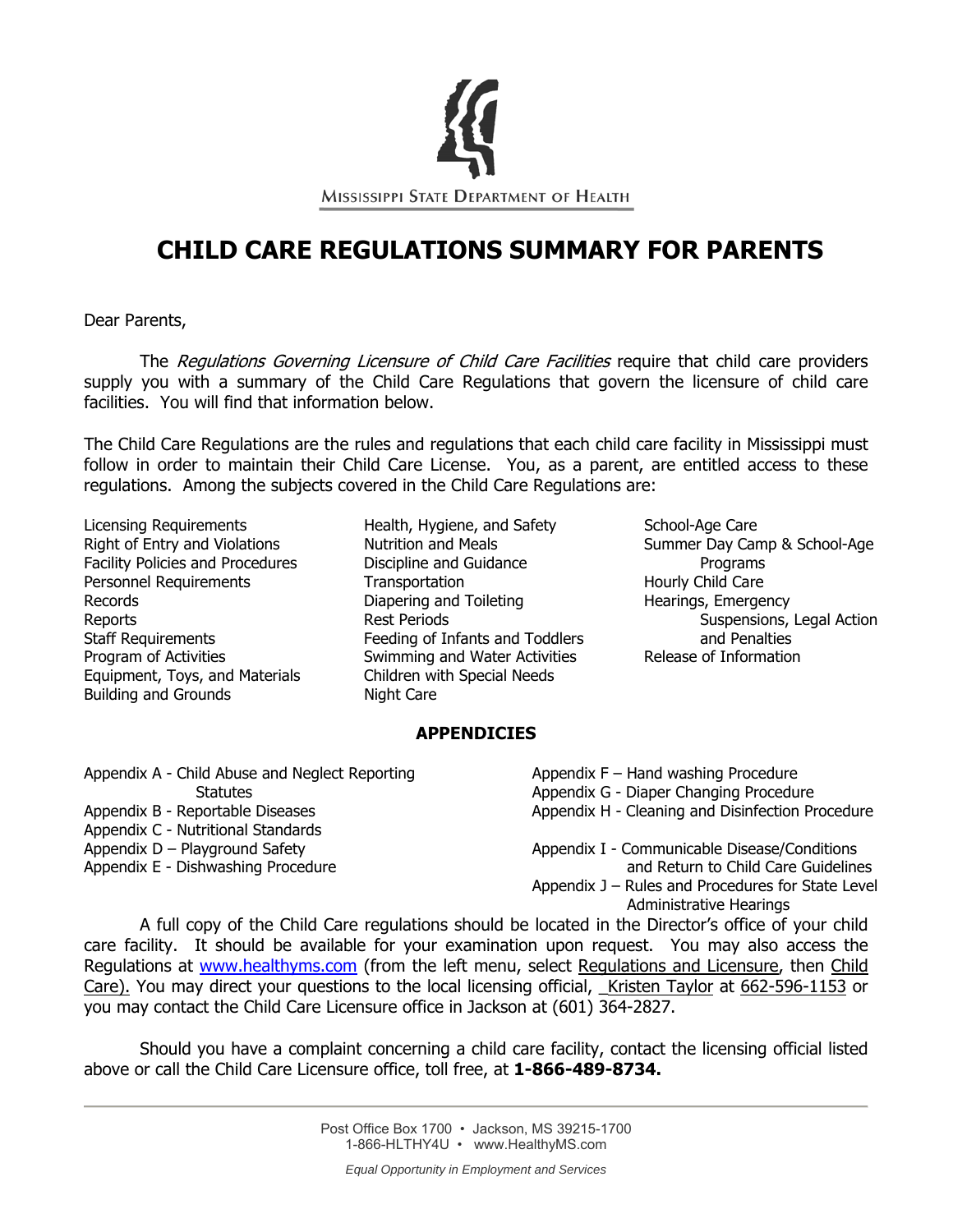MISSISSIPPI STATE DEPARTMENT OF HEALTH

# CHILD CARE REGULATIONS SUMMARY FOR PARENTS

Dear Parents,

The *Regulations Governing Licensure of Child Care Facilities* require that child care providers supply you with a summary of the Child Care Regulations that govern the licensure of child care facilities. You will find that information below.

The Child Care Regulations are the rules and regulations that each child care facility in Mississippi must follow in order to maintain their Child Care License. You, as a parent, are entitled access to these regulations. Among the subjects covered in the Child Care Regulations are:

Licensing Requirements
Right of Entry and Violations
Facility Policies and Procedures
Personnel Requirements
Records
Reports
Staff Requirements
Program of Activities
Equipment, Toys, and Materials
Building and Grounds
Health, Hygiene, and Safety
Nutrition and Meals
Discipline and Guidance
Transportation
Diapering and Toileting
Rest Periods
Feeding of Infants and Toddlers
Swimming and Water Activities
Children with Special Needs
Night Care
School-Age Care
Summer Day Camp & School-Age Programs
Hourly Child Care
Hearings, Emergency Suspensions, Legal Action and Penalties
Release of Information

**APPENDICIES**

Appendix A - Child Abuse and Neglect Reporting Statutes
Appendix B - Reportable Diseases
Appendix C - Nutritional Standards
Appendix D – Playground Safety
Appendix E - Dishwashing Procedure
Appendix F – Hand washing Procedure
Appendix G - Diaper Changing Procedure
Appendix H - Cleaning and Disinfection Procedure
Appendix I - Communicable Disease/Conditions and Return to Child Care Guidelines
Appendix J – Rules and Procedures for State Level Administrative Hearings

A full copy of the Child Care regulations should be located in the Director's office of your child care facility. It should be available for your examination upon request. You may also access the Regulations at www.healthyms.com (from the left menu, select Regulations and Licensure, then Child Care). You may direct your questions to the local licensing official, Kristen Taylor at 662-596-1153 or you may contact the Child Care Licensure office in Jackson at (601) 364-2827.

Should you have a complaint concerning a child care facility, contact the licensing official listed above or call the Child Care Licensure office, toll free, at **1-866-489-8734.**

Post Office Box 1700 • Jackson, MS 39215-1700
1-866-HLTHY4U • www.HealthyMS.com

*Equal Opportunity in Employment and Services*